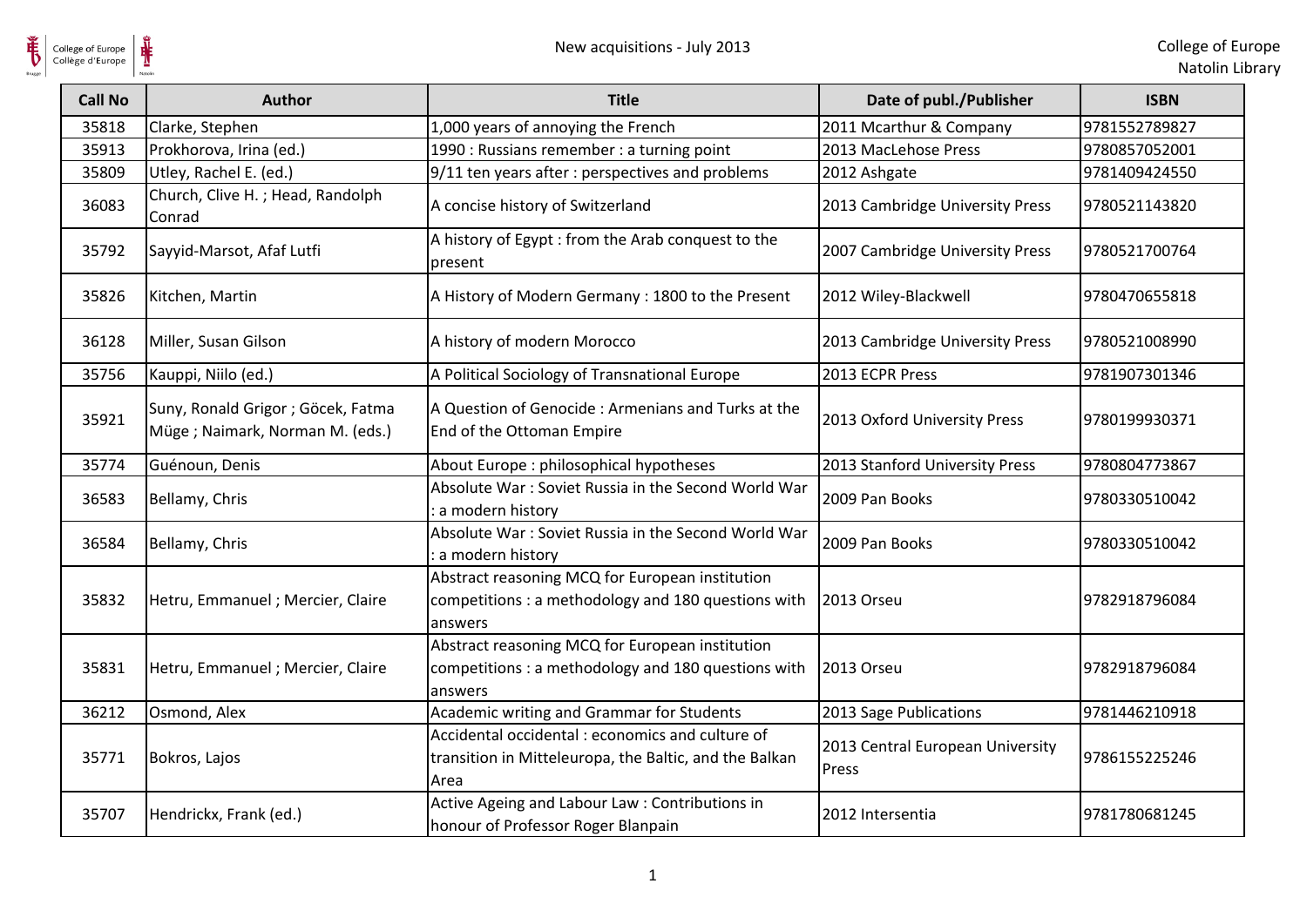# New acquisitions - July 2013

College of Europe
Natolin Library

| Call No | Author | Title | Date of publ./Publisher | ISBN |
|---|---|---|---|---|
| 35818 | Clarke, Stephen | 1,000 years of annoying the French | 2011 Mcarthur & Company | 9781552789827 |
| 35913 | Prokhorova, Irina (ed.) | 1990 : Russians remember : a turning point | 2013 MacLehose Press | 9780857052001 |
| 35809 | Utley, Rachel E. (ed.) | 9/11 ten years after : perspectives and problems | 2012 Ashgate | 9781409424550 |
| 36083 | Church, Clive H. ; Head, Randolph Conrad | A concise history of Switzerland | 2013 Cambridge University Press | 9780521143820 |
| 35792 | Sayyid-Marsot, Afaf Lutfi | A history of Egypt : from the Arab conquest to the present | 2007 Cambridge University Press | 9780521700764 |
| 35826 | Kitchen, Martin | A History of Modern Germany : 1800 to the Present | 2012 Wiley-Blackwell | 9780470655818 |
| 36128 | Miller, Susan Gilson | A history of modern Morocco | 2013 Cambridge University Press | 9780521008990 |
| 35756 | Kauppi, Niilo (ed.) | A Political Sociology of Transnational Europe | 2013 ECPR Press | 9781907301346 |
| 35921 | Suny, Ronald Grigor ; Göcek, Fatma Müge ; Naimark, Norman M. (eds.) | A Question of Genocide : Armenians and Turks at the End of the Ottoman Empire | 2013 Oxford University Press | 9780199930371 |
| 35774 | Guénoun, Denis | About Europe : philosophical hypotheses | 2013 Stanford University Press | 9780804773867 |
| 36583 | Bellamy, Chris | Absolute War : Soviet Russia in the Second World War : a modern history | 2009 Pan Books | 9780330510042 |
| 36584 | Bellamy, Chris | Absolute War : Soviet Russia in the Second World War : a modern history | 2009 Pan Books | 9780330510042 |
| 35832 | Hetru, Emmanuel ; Mercier, Claire | Abstract reasoning MCQ for European institution competitions : a methodology and 180 questions with answers | 2013 Orseu | 9782918796084 |
| 35831 | Hetru, Emmanuel ; Mercier, Claire | Abstract reasoning MCQ for European institution competitions : a methodology and 180 questions with answers | 2013 Orseu | 9782918796084 |
| 36212 | Osmond, Alex | Academic writing and Grammar for Students | 2013 Sage Publications | 9781446210918 |
| 35771 | Bokros, Lajos | Accidental occidental : economics and culture of transition in Mitteleuropa, the Baltic, and the Balkan Area | 2013 Central European University Press | 9786155225246 |
| 35707 | Hendrickx, Frank (ed.) | Active Ageing and Labour Law : Contributions in honour of Professor Roger Blanpain | 2012 Intersentia | 9781780681245 |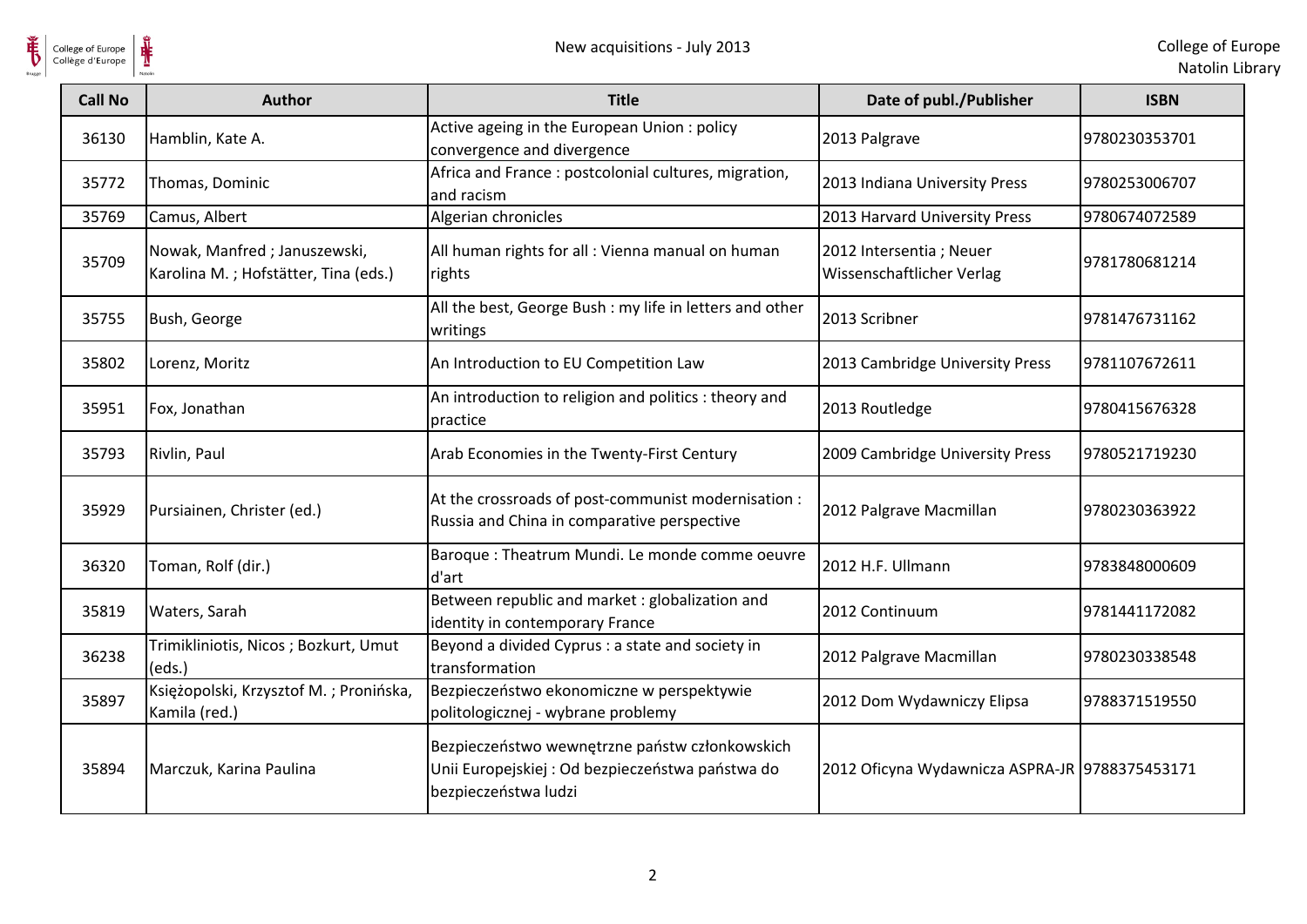| Call No | Author | Title | Date of publ./Publisher | ISBN |
|---|---|---|---|---|
| 36130 | Hamblin, Kate A. | Active ageing in the European Union : policy convergence and divergence | 2013 Palgrave | 9780230353701 |
| 35772 | Thomas, Dominic | Africa and France : postcolonial cultures, migration, and racism | 2013 Indiana University Press | 9780253006707 |
| 35769 | Camus, Albert | Algerian chronicles | 2013 Harvard University Press | 9780674072589 |
| 35709 | Nowak, Manfred ; Januszewski, Karolina M. ; Hofstätter, Tina (eds.) | All human rights for all : Vienna manual on human rights | 2012 Intersentia ; Neuer Wissenschaftlicher Verlag | 9781780681214 |
| 35755 | Bush, George | All the best, George Bush : my life in letters and other writings | 2013 Scribner | 9781476731162 |
| 35802 | Lorenz, Moritz | An Introduction to EU Competition Law | 2013 Cambridge University Press | 9781107672611 |
| 35951 | Fox, Jonathan | An introduction to religion and politics : theory and practice | 2013 Routledge | 9780415676328 |
| 35793 | Rivlin, Paul | Arab Economies in the Twenty-First Century | 2009 Cambridge University Press | 9780521719230 |
| 35929 | Pursiainen, Christer (ed.) | At the crossroads of post-communist modernisation : Russia and China in comparative perspective | 2012 Palgrave Macmillan | 9780230363922 |
| 36320 | Toman, Rolf (dir.) | Baroque : Theatrum Mundi. Le monde comme oeuvre d'art | 2012 H.F. Ullmann | 9783848000609 |
| 35819 | Waters, Sarah | Between republic and market : globalization and identity in contemporary France | 2012 Continuum | 9781441172082 |
| 36238 | Trimikliniotis, Nicos ; Bozkurt, Umut (eds.) | Beyond a divided Cyprus : a state and society in transformation | 2012 Palgrave Macmillan | 9780230338548 |
| 35897 | Księżopolski, Krzysztof M. ; Pronińska, Kamila (red.) | Bezpieczeństwo ekonomiczne w perspektywie politologicznej - wybrane problemy | 2012 Dom Wydawniczy Elipsa | 9788371519550 |
| 35894 | Marczuk, Karina Paulina | Bezpieczeństwo wewnętrzne państw członkowskich Unii Europejskiej : Od bezpieczeństwa państwa do bezpieczeństwa ludzi | 2012 Oficyna Wydawnicza ASPRA-JR | 9788375453171 |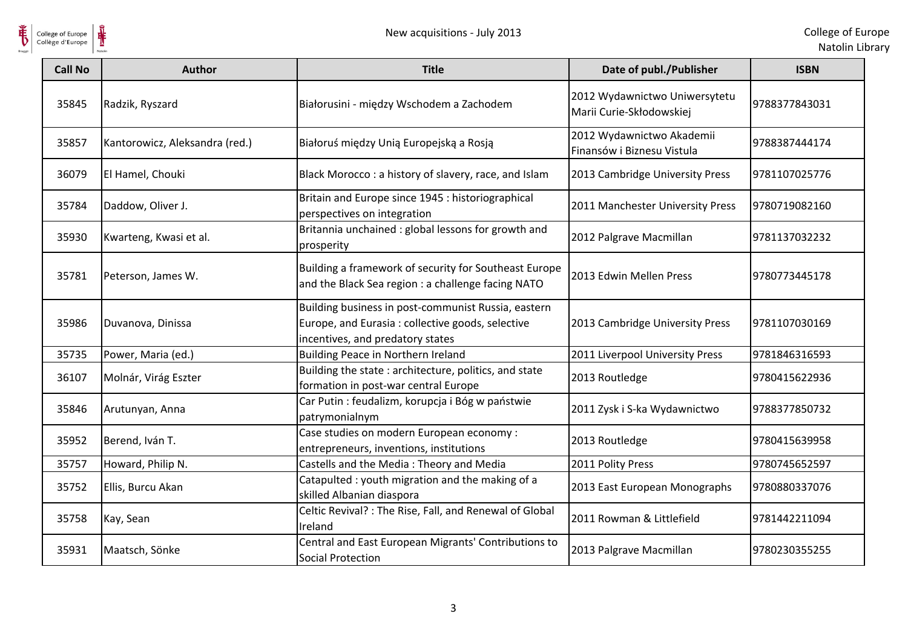| Call No | Author | Title | Date of publ./Publisher | ISBN |
|---|---|---|---|---|
| 35845 | Radzik, Ryszard | Białorusini - między Wschodem a Zachodem | 2012 Wydawnictwo Uniwersytetu Marii Curie-Skłodowskiej | 9788377843031 |
| 35857 | Kantorowicz, Aleksandra (red.) | Białoruś między Unią Europejską a Rosją | 2012 Wydawnictwo Akademii Finansów i Biznesu Vistula | 9788387444174 |
| 36079 | El Hamel, Chouki | Black Morocco : a history of slavery, race, and Islam | 2013 Cambridge University Press | 9781107025776 |
| 35784 | Daddow, Oliver J. | Britain and Europe since 1945 : historiographical perspectives on integration | 2011 Manchester University Press | 9780719082160 |
| 35930 | Kwarteng, Kwasi et al. | Britannia unchained : global lessons for growth and prosperity | 2012 Palgrave Macmillan | 9781137032232 |
| 35781 | Peterson, James W. | Building a framework of security for Southeast Europe and the Black Sea region : a challenge facing NATO | 2013 Edwin Mellen Press | 9780773445178 |
| 35986 | Duvanova, Dinissa | Building business in post-communist Russia, eastern Europe, and Eurasia : collective goods, selective incentives, and predatory states | 2013 Cambridge University Press | 9781107030169 |
| 35735 | Power, Maria (ed.) | Building Peace in Northern Ireland | 2011 Liverpool University Press | 9781846316593 |
| 36107 | Molnár, Virág Eszter | Building the state : architecture, politics, and state formation in post-war central Europe | 2013 Routledge | 9780415622936 |
| 35846 | Arutunyan, Anna | Car Putin : feudalizm, korupcja i Bóg w państwie patrymonialnym | 2011 Zysk i S-ka Wydawnictwo | 9788377850732 |
| 35952 | Berend, Iván T. | Case studies on modern European economy : entrepreneurs, inventions, institutions | 2013 Routledge | 9780415639958 |
| 35757 | Howard, Philip N. | Castells and the Media : Theory and Media | 2011 Polity Press | 9780745652597 |
| 35752 | Ellis, Burcu Akan | Catapulted : youth migration and the making of a skilled Albanian diaspora | 2013 East European Monographs | 9780880337076 |
| 35758 | Kay, Sean | Celtic Revival? : The Rise, Fall, and Renewal of Global Ireland | 2011 Rowman & Littlefield | 9781442211094 |
| 35931 | Maatsch, Sönke | Central and East European Migrants' Contributions to Social Protection | 2013 Palgrave Macmillan | 9780230355255 |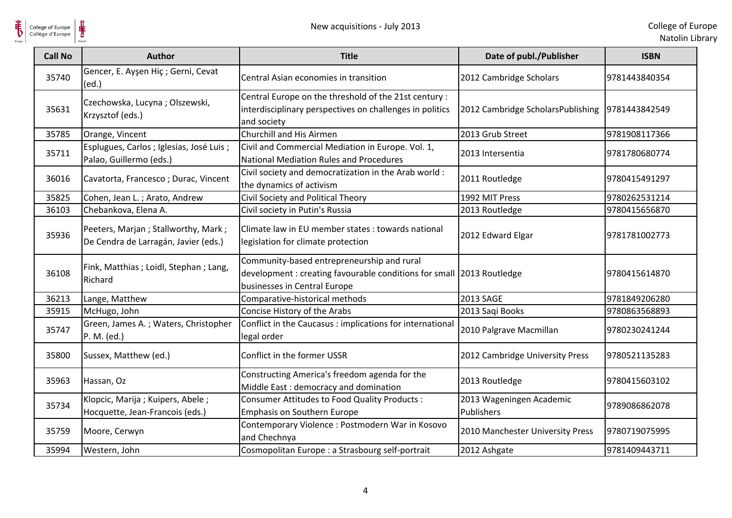| Call No | Author | Title | Date of publ./Publisher | ISBN |
|---|---|---|---|---|
| 35740 | Gencer, E. Ayşen Hiç ; Gerni, Cevat (ed.) | Central Asian economies in transition | 2012 Cambridge Scholars | 9781443840354 |
| 35631 | Czechowska, Lucyna ; Olszewski, Krzysztof (eds.) | Central Europe on the threshold of the 21st century : interdisciplinary perspectives on challenges in politics and society | 2012 Cambridge ScholarsPublishing | 9781443842549 |
| 35785 | Orange, Vincent | Churchill and His Airmen | 2013 Grub Street | 9781908117366 |
| 35711 | Esplugues, Carlos ; Iglesias, José Luis ; Palao, Guillermo (eds.) | Civil and Commercial Mediation in Europe. Vol. 1, National Mediation Rules and Procedures | 2013 Intersentia | 9781780680774 |
| 36016 | Cavatorta, Francesco ; Durac, Vincent | Civil society and democratization in the Arab world : the dynamics of activism | 2011 Routledge | 9780415491297 |
| 35825 | Cohen, Jean L. ; Arato, Andrew | Civil Society and Political Theory | 1992 MIT Press | 9780262531214 |
| 36103 | Chebankova, Elena A. | Civil society in Putin's Russia | 2013 Routledge | 9780415656870 |
| 35936 | Peeters, Marjan ; Stallworthy, Mark ; De Cendra de Larragán, Javier (eds.) | Climate law in EU member states : towards national legislation for climate protection | 2012 Edward Elgar | 9781781002773 |
| 36108 | Fink, Matthias ; Loidl, Stephan ; Lang, Richard | Community-based entrepreneurship and rural development : creating favourable conditions for small businesses in Central Europe | 2013 Routledge | 9780415614870 |
| 36213 | Lange, Matthew | Comparative-historical methods | 2013 SAGE | 9781849206280 |
| 35915 | McHugo, John | Concise History of the Arabs | 2013 Saqi Books | 9780863568893 |
| 35747 | Green, James A. ; Waters, Christopher P. M. (ed.) | Conflict in the Caucasus : implications for international legal order | 2010 Palgrave Macmillan | 9780230241244 |
| 35800 | Sussex, Matthew (ed.) | Conflict in the former USSR | 2012 Cambridge University Press | 9780521135283 |
| 35963 | Hassan, Oz | Constructing America's freedom agenda for the Middle East : democracy and domination | 2013 Routledge | 9780415603102 |
| 35734 | Klopcic, Marija ; Kuipers, Abele ; Hocquette, Jean-Francois (eds.) | Consumer Attitudes to Food Quality Products : Emphasis on Southern Europe | 2013 Wageningen Academic Publishers | 9789086862078 |
| 35759 | Moore, Cerwyn | Contemporary Violence : Postmodern War in Kosovo and Chechnya | 2010 Manchester University Press | 9780719075995 |
| 35994 | Western, John | Cosmopolitan Europe : a Strasbourg self-portrait | 2012 Ashgate | 9781409443711 |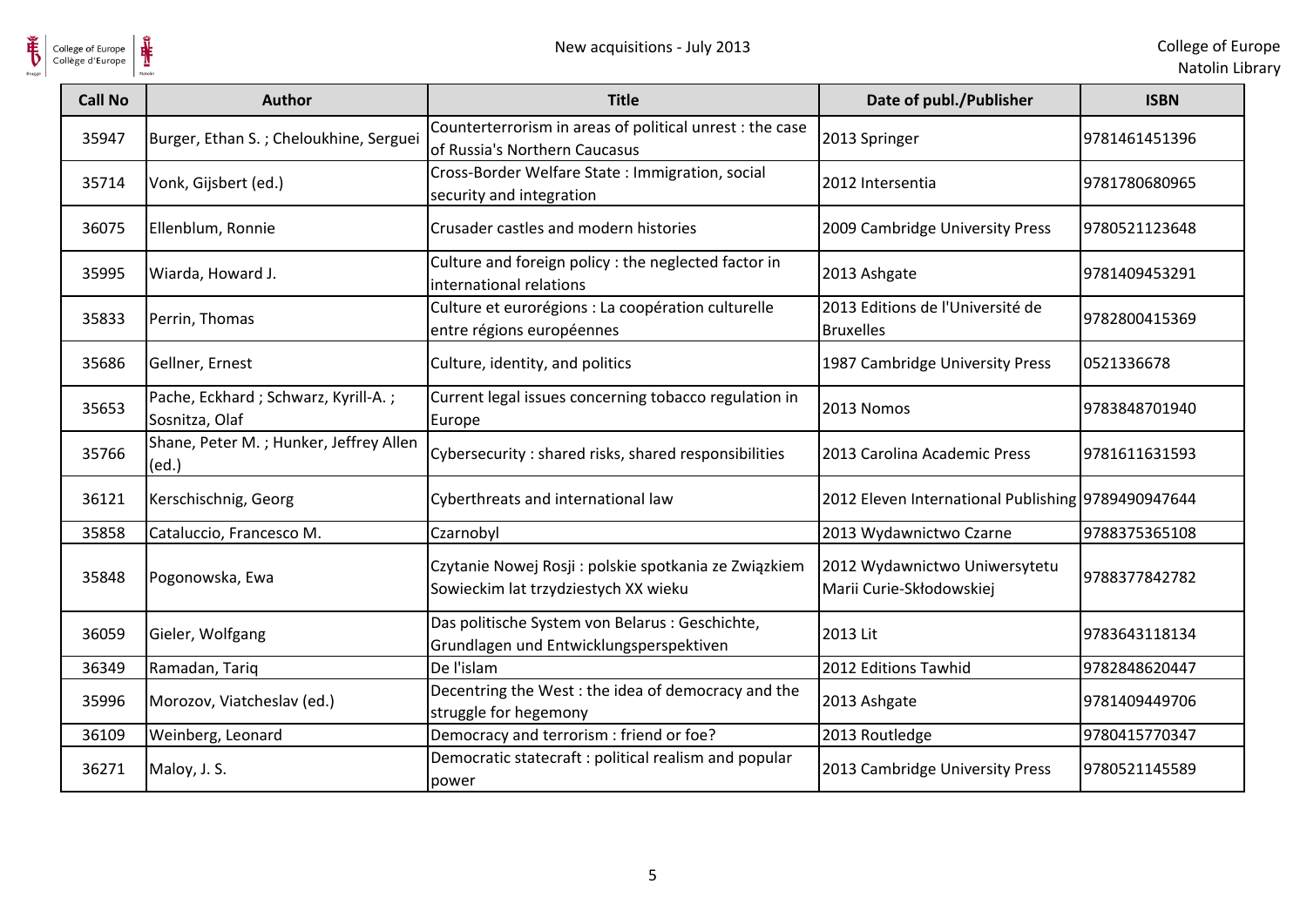| Call No | Author | Title | Date of publ./Publisher | ISBN |
|---|---|---|---|---|
| 35947 | Burger, Ethan S. ; Cheloukhine, Serguei | Counterterrorism in areas of political unrest : the case of Russia's Northern Caucasus | 2013 Springer | 9781461451396 |
| 35714 | Vonk, Gijsbert (ed.) | Cross-Border Welfare State : Immigration, social security and integration | 2012 Intersentia | 9781780680965 |
| 36075 | Ellenblum, Ronnie | Crusader castles and modern histories | 2009 Cambridge University Press | 9780521123648 |
| 35995 | Wiarda, Howard J. | Culture and foreign policy : the neglected factor in international relations | 2013 Ashgate | 9781409453291 |
| 35833 | Perrin, Thomas | Culture et eurorégions : La coopération culturelle entre régions européennes | 2013 Editions de l'Université de Bruxelles | 9782800415369 |
| 35686 | Gellner, Ernest | Culture, identity, and politics | 1987 Cambridge University Press | 0521336678 |
| 35653 | Pache, Eckhard ; Schwarz, Kyrill-A. ; Sosnitza, Olaf | Current legal issues concerning tobacco regulation in Europe | 2013 Nomos | 9783848701940 |
| 35766 | Shane, Peter M. ; Hunker, Jeffrey Allen (ed.) | Cybersecurity : shared risks, shared responsibilities | 2013 Carolina Academic Press | 9781611631593 |
| 36121 | Kerschischnig, Georg | Cyberthreats and international law | 2012 Eleven International Publishing | 9789490947644 |
| 35858 | Cataluccio, Francesco M. | Czarnobyl | 2013 Wydawnictwo Czarne | 9788375365108 |
| 35848 | Pogonowska, Ewa | Czytanie Nowej Rosji : polskie spotkania ze Związkiem Sowieckim lat trzydziestych XX wieku | 2012 Wydawnictwo Uniwersytetu Marii Curie-Skłodowskiej | 9788377842782 |
| 36059 | Gieler, Wolfgang | Das politische System von Belarus : Geschichte, Grundlagen und Entwicklungsperspektiven | 2013 Lit | 9783643118134 |
| 36349 | Ramadan, Tariq | De l'islam | 2012 Editions Tawhid | 9782848620447 |
| 35996 | Morozov, Viatcheslav (ed.) | Decentring the West : the idea of democracy and the struggle for hegemony | 2013 Ashgate | 9781409449706 |
| 36109 | Weinberg, Leonard | Democracy and terrorism : friend or foe? | 2013 Routledge | 9780415770347 |
| 36271 | Maloy, J. S. | Democratic statecraft : political realism and popular power | 2013 Cambridge University Press | 9780521145589 |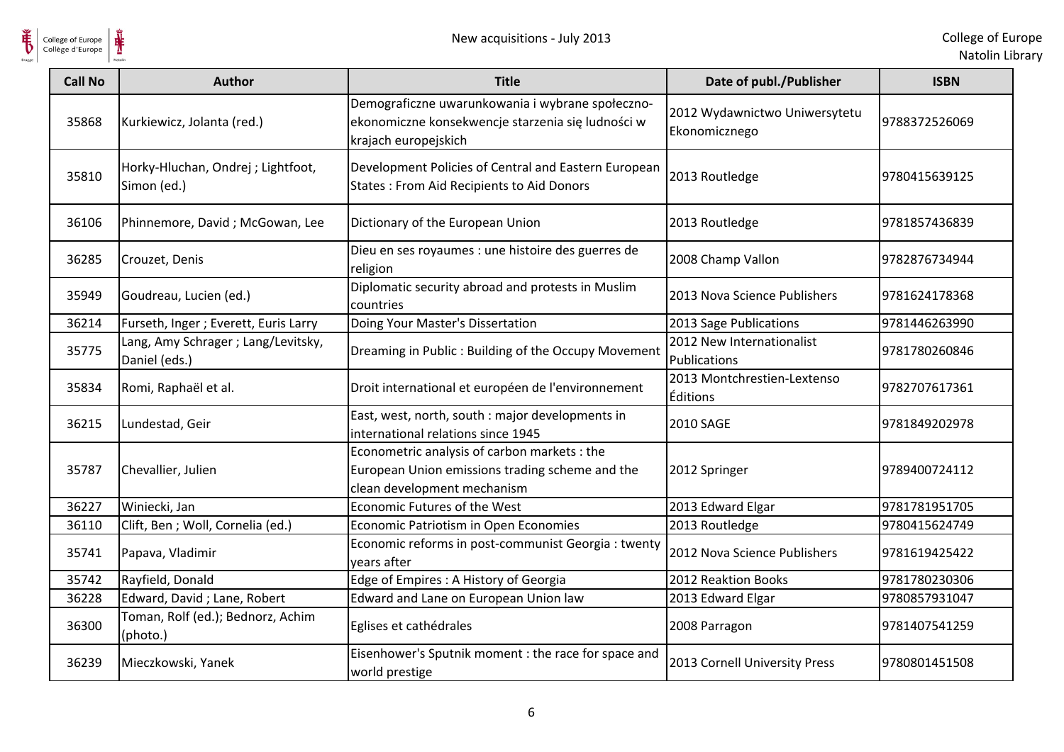| Call No | Author | Title | Date of publ./Publisher | ISBN |
| --- | --- | --- | --- | --- |
| 35868 | Kurkiewicz, Jolanta (red.) | Demograficzne uwarunkowania i wybrane społeczno-ekonomiczne konsekwencje starzenia się ludności w krajach europejskich | 2012 Wydawnictwo Uniwersytetu Ekonomicznego | 9788372526069 |
| 35810 | Horky-Hluchan, Ondrej ; Lightfoot, Simon (ed.) | Development Policies of Central and Eastern European States : From Aid Recipients to Aid Donors | 2013 Routledge | 9780415639125 |
| 36106 | Phinnemore, David ; McGowan, Lee | Dictionary of the European Union | 2013 Routledge | 9781857436839 |
| 36285 | Crouzet, Denis | Dieu en ses royaumes : une histoire des guerres de religion | 2008 Champ Vallon | 9782876734944 |
| 35949 | Goudreau, Lucien (ed.) | Diplomatic security abroad and protests in Muslim countries | 2013 Nova Science Publishers | 9781624178368 |
| 36214 | Furseth, Inger ; Everett, Euris Larry | Doing Your Master's Dissertation | 2013 Sage Publications | 9781446263990 |
| 35775 | Lang, Amy Schrager ; Lang/Levitsky, Daniel (eds.) | Dreaming in Public : Building of the Occupy Movement | 2012 New Internationalist Publications | 9781780260846 |
| 35834 | Romi, Raphaël et al. | Droit international et européen de l'environnement | 2013 Montchrestien-Lextenso Éditions | 9782707617361 |
| 36215 | Lundestad, Geir | East, west, north, south : major developments in international relations since 1945 | 2010 SAGE | 9781849202978 |
| 35787 | Chevallier, Julien | Econometric analysis of carbon markets : the European Union emissions trading scheme and the clean development mechanism | 2012 Springer | 9789400724112 |
| 36227 | Winiecki, Jan | Economic Futures of the West | 2013 Edward Elgar | 9781781951705 |
| 36110 | Clift, Ben ; Woll, Cornelia (ed.) | Economic Patriotism in Open Economies | 2013 Routledge | 9780415624749 |
| 35741 | Papava, Vladimir | Economic reforms in post-communist Georgia : twenty years after | 2012 Nova Science Publishers | 9781619425422 |
| 35742 | Rayfield, Donald | Edge of Empires : A History of Georgia | 2012 Reaktion Books | 9781780230306 |
| 36228 | Edward, David ; Lane, Robert | Edward and Lane on European Union law | 2013 Edward Elgar | 9780857931047 |
| 36300 | Toman, Rolf (ed.); Bednorz, Achim (photo.) | Eglises et cathédrales | 2008 Parragon | 9781407541259 |
| 36239 | Mieczkowski, Yanek | Eisenhower's Sputnik moment : the race for space and world prestige | 2013 Cornell University Press | 9780801451508 |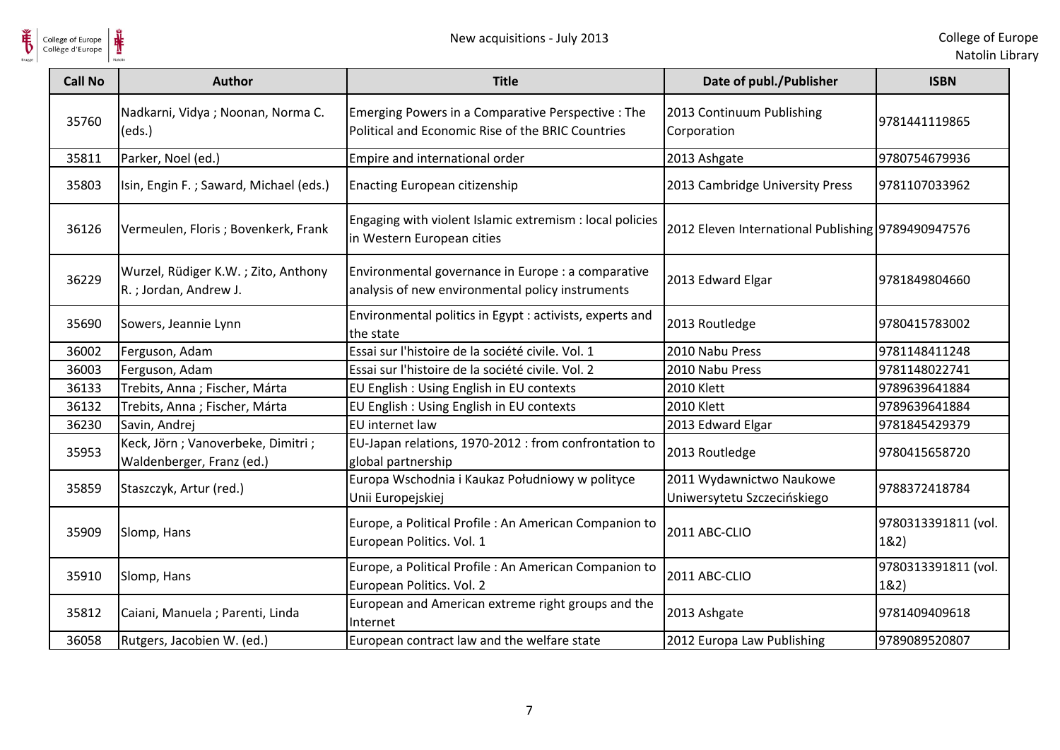| Call No | Author | Title | Date of publ./Publisher | ISBN |
|---|---|---|---|---|
| 35760 | Nadkarni, Vidya ; Noonan, Norma C. (eds.) | Emerging Powers in a Comparative Perspective : The Political and Economic Rise of the BRIC Countries | 2013 Continuum Publishing Corporation | 9781441119865 |
| 35811 | Parker, Noel (ed.) | Empire and international order | 2013 Ashgate | 9780754679936 |
| 35803 | Isin, Engin F. ; Saward, Michael (eds.) | Enacting European citizenship | 2013 Cambridge University Press | 9781107033962 |
| 36126 | Vermeulen, Floris ; Bovenkerk, Frank | Engaging with violent Islamic extremism : local policies in Western European cities | 2012 Eleven International Publishing | 9789490947576 |
| 36229 | Wurzel, Rüdiger K.W. ; Zito, Anthony R. ; Jordan, Andrew J. | Environmental governance in Europe : a comparative analysis of new environmental policy instruments | 2013 Edward Elgar | 9781849804660 |
| 35690 | Sowers, Jeannie Lynn | Environmental politics in Egypt : activists, experts and the state | 2013 Routledge | 9780415783002 |
| 36002 | Ferguson, Adam | Essai sur l'histoire de la société civile. Vol. 1 | 2010 Nabu Press | 9781148411248 |
| 36003 | Ferguson, Adam | Essai sur l'histoire de la société civile. Vol. 2 | 2010 Nabu Press | 9781148022741 |
| 36133 | Trebits, Anna ; Fischer, Márta | EU English : Using English in EU contexts | 2010 Klett | 9789639641884 |
| 36132 | Trebits, Anna ; Fischer, Márta | EU English : Using English in EU contexts | 2010 Klett | 9789639641884 |
| 36230 | Savin, Andrej | EU internet law | 2013 Edward Elgar | 9781845429379 |
| 35953 | Keck, Jörn ; Vanoverbeke, Dimitri ; Waldenberger, Franz (ed.) | EU-Japan relations, 1970-2012 : from confrontation to global partnership | 2013 Routledge | 9780415658720 |
| 35859 | Staszczyk, Artur (red.) | Europa Wschodnia i Kaukaz Południowy w polityce Unii Europejskiej | 2011 Wydawnictwo Naukowe Uniwersytetu Szczecińskiego | 9788372418784 |
| 35909 | Slomp, Hans | Europe, a Political Profile : An American Companion to European Politics. Vol. 1 | 2011 ABC-CLIO | 9780313391811 (vol. 1&2) |
| 35910 | Slomp, Hans | Europe, a Political Profile : An American Companion to European Politics. Vol. 2 | 2011 ABC-CLIO | 9780313391811 (vol. 1&2) |
| 35812 | Caiani, Manuela ; Parenti, Linda | European and American extreme right groups and the Internet | 2013 Ashgate | 9781409409618 |
| 36058 | Rutgers, Jacobien W. (ed.) | European contract law and the welfare state | 2012 Europa Law Publishing | 9789089520807 |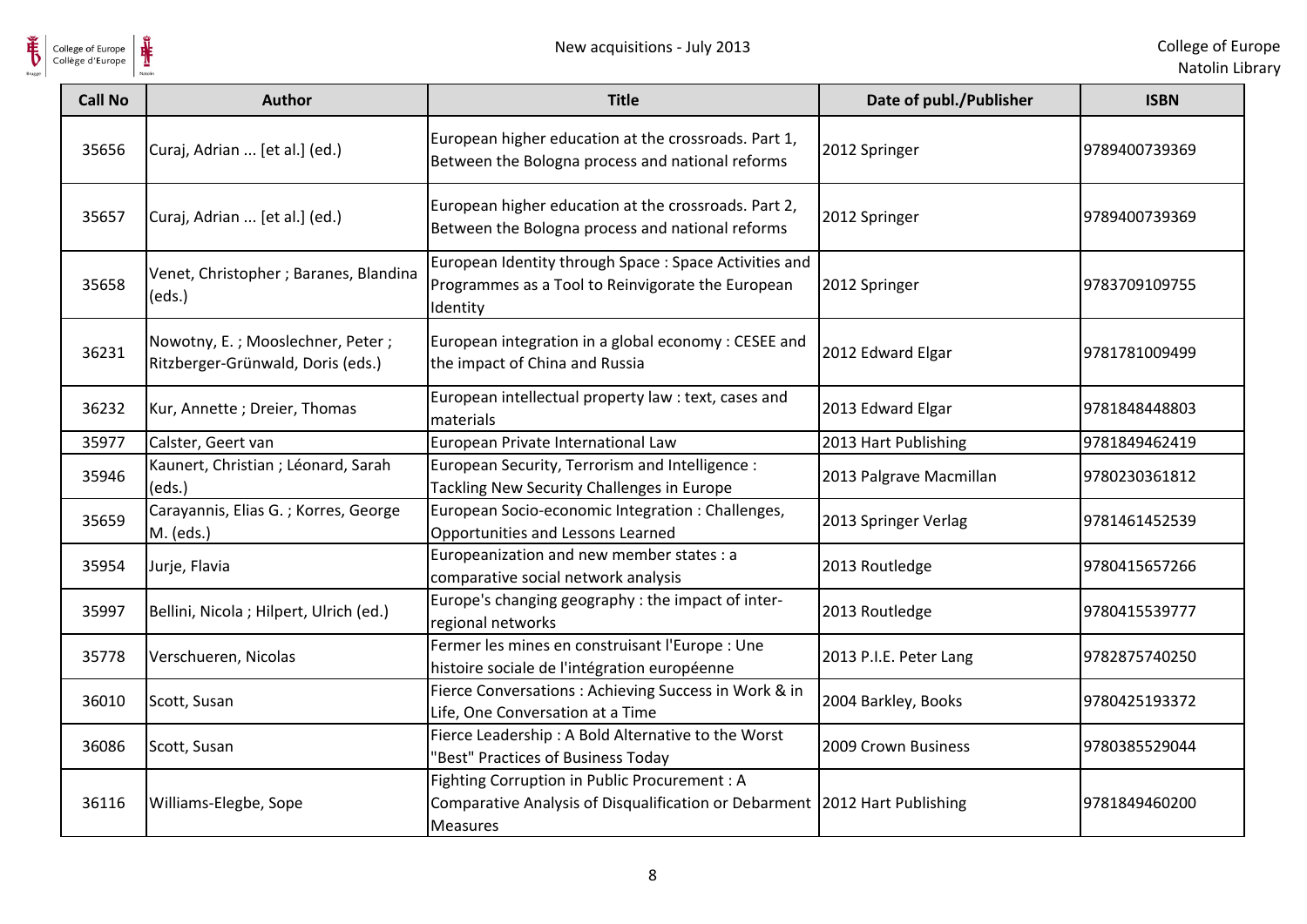| Call No | Author | Title | Date of publ./Publisher | ISBN |
|---|---|---|---|---|
| 35656 | Curaj, Adrian ... [et al.] (ed.) | European higher education at the crossroads. Part 1, Between the Bologna process and national reforms | 2012 Springer | 9789400739369 |
| 35657 | Curaj, Adrian ... [et al.] (ed.) | European higher education at the crossroads. Part 2, Between the Bologna process and national reforms | 2012 Springer | 9789400739369 |
| 35658 | Venet, Christopher ; Baranes, Blandina (eds.) | European Identity through Space : Space Activities and Programmes as a Tool to Reinvigorate the European Identity | 2012 Springer | 9783709109755 |
| 36231 | Nowotny, E. ; Mooslechner, Peter ; Ritzberger-Grünwald, Doris (eds.) | European integration in a global economy : CESEE and the impact of China and Russia | 2012 Edward Elgar | 9781781009499 |
| 36232 | Kur, Annette ; Dreier, Thomas | European intellectual property law : text, cases and materials | 2013 Edward Elgar | 9781848448803 |
| 35977 | Calster, Geert van | European Private International Law | 2013 Hart Publishing | 9781849462419 |
| 35946 | Kaunert, Christian ; Léonard, Sarah (eds.) | European Security, Terrorism and Intelligence : Tackling New Security Challenges in Europe | 2013 Palgrave Macmillan | 9780230361812 |
| 35659 | Carayannis, Elias G. ; Korres, George M. (eds.) | European Socio-economic Integration : Challenges, Opportunities and Lessons Learned | 2013 Springer Verlag | 9781461452539 |
| 35954 | Jurje, Flavia | Europeanization and new member states : a comparative social network analysis | 2013 Routledge | 9780415657266 |
| 35997 | Bellini, Nicola ; Hilpert, Ulrich (ed.) | Europe's changing geography : the impact of inter-regional networks | 2013 Routledge | 9780415539777 |
| 35778 | Verschueren, Nicolas | Fermer les mines en construisant l'Europe : Une histoire sociale de l'intégration européenne | 2013 P.I.E. Peter Lang | 9782875740250 |
| 36010 | Scott, Susan | Fierce Conversations : Achieving Success in Work & in Life, One Conversation at a Time | 2004 Barkley, Books | 9780425193372 |
| 36086 | Scott, Susan | Fierce Leadership : A Bold Alternative to the Worst "Best" Practices of Business Today | 2009 Crown Business | 9780385529044 |
| 36116 | Williams-Elegbe, Sope | Fighting Corruption in Public Procurement : A Comparative Analysis of Disqualification or Debarment Measures | 2012 Hart Publishing | 9781849460200 |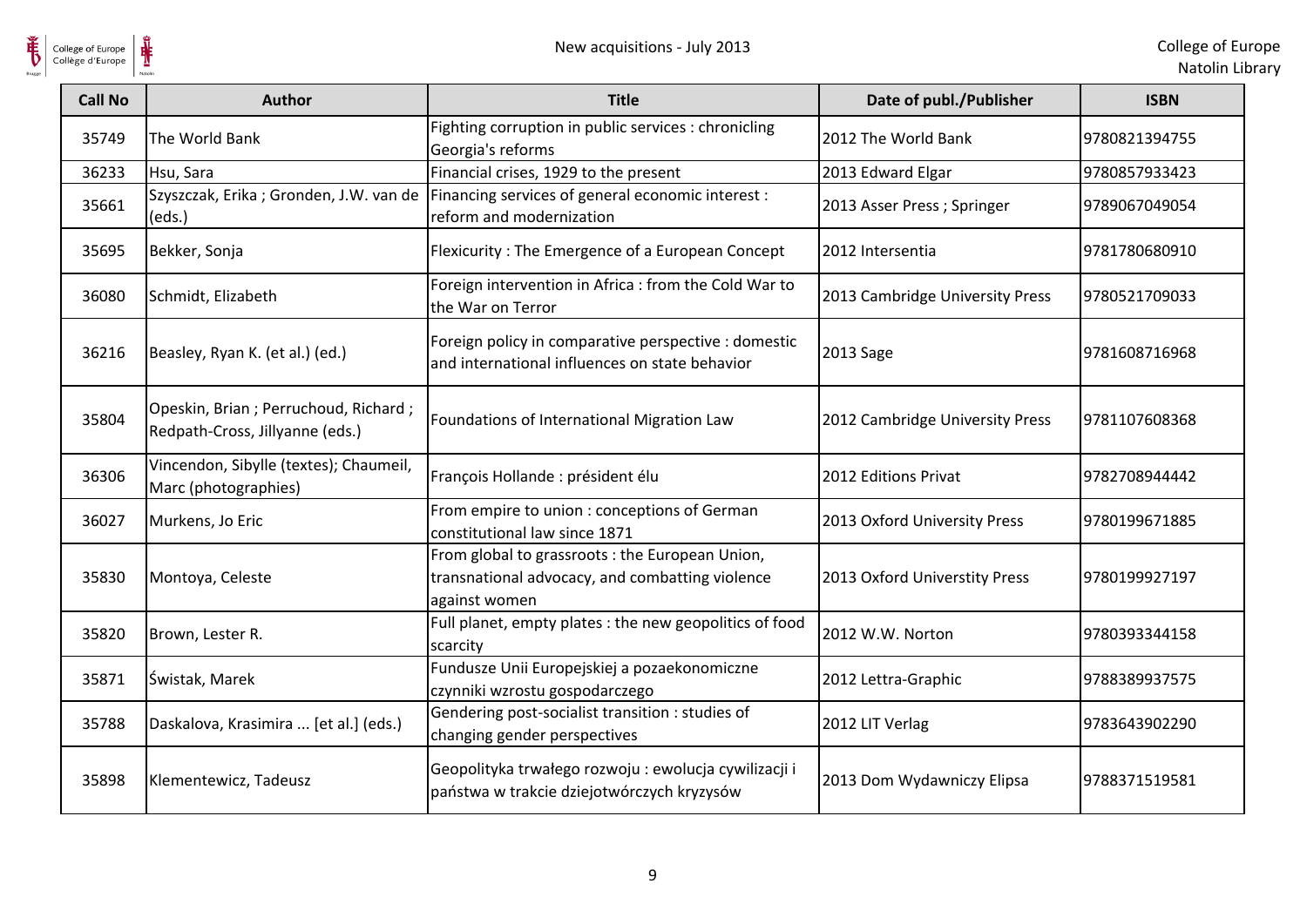| Call No | Author | Title | Date of publ./Publisher | ISBN |
|---|---|---|---|---|
| 35749 | The World Bank | Fighting corruption in public services : chronicling Georgia's reforms | 2012 The World Bank | 9780821394755 |
| 36233 | Hsu, Sara | Financial crises, 1929 to the present | 2013 Edward Elgar | 9780857933423 |
| 35661 | Szyszczak, Erika ; Gronden, J.W. van de (eds.) | Financing services of general economic interest : reform and modernization | 2013 Asser Press ; Springer | 9789067049054 |
| 35695 | Bekker, Sonja | Flexicurity : The Emergence of a European Concept | 2012 Intersentia | 9781780680910 |
| 36080 | Schmidt, Elizabeth | Foreign intervention in Africa : from the Cold War to the War on Terror | 2013 Cambridge University Press | 9780521709033 |
| 36216 | Beasley, Ryan K. (et al.) (ed.) | Foreign policy in comparative perspective : domestic and international influences on state behavior | 2013 Sage | 9781608716968 |
| 35804 | Opeskin, Brian ; Perruchoud, Richard ; Redpath-Cross, Jillyanne (eds.) | Foundations of International Migration Law | 2012 Cambridge University Press | 9781107608368 |
| 36306 | Vincendon, Sibylle (textes); Chaumeil, Marc (photographies) | François Hollande : président élu | 2012 Editions Privat | 9782708944442 |
| 36027 | Murkens, Jo Eric | From empire to union : conceptions of German constitutional law since 1871 | 2013 Oxford University Press | 9780199671885 |
| 35830 | Montoya, Celeste | From global to grassroots : the European Union, transnational advocacy, and combatting violence against women | 2013 Oxford Universtity Press | 9780199927197 |
| 35820 | Brown, Lester R. | Full planet, empty plates : the new geopolitics of food scarcity | 2012 W.W. Norton | 9780393344158 |
| 35871 | Świstak, Marek | Fundusze Unii Europejskiej a pozaekonomiczne czynniki wzrostu gospodarczego | 2012 Lettra-Graphic | 9788389937575 |
| 35788 | Daskalova, Krasimira ... [et al.] (eds.) | Gendering post-socialist transition : studies of changing gender perspectives | 2012 LIT Verlag | 9783643902290 |
| 35898 | Klementewicz, Tadeusz | Geopolityka trwałego rozwoju : ewolucja cywilizacji i państwa w trakcie dziejotwórczych kryzysów | 2013 Dom Wydawniczy Elipsa | 9788371519581 |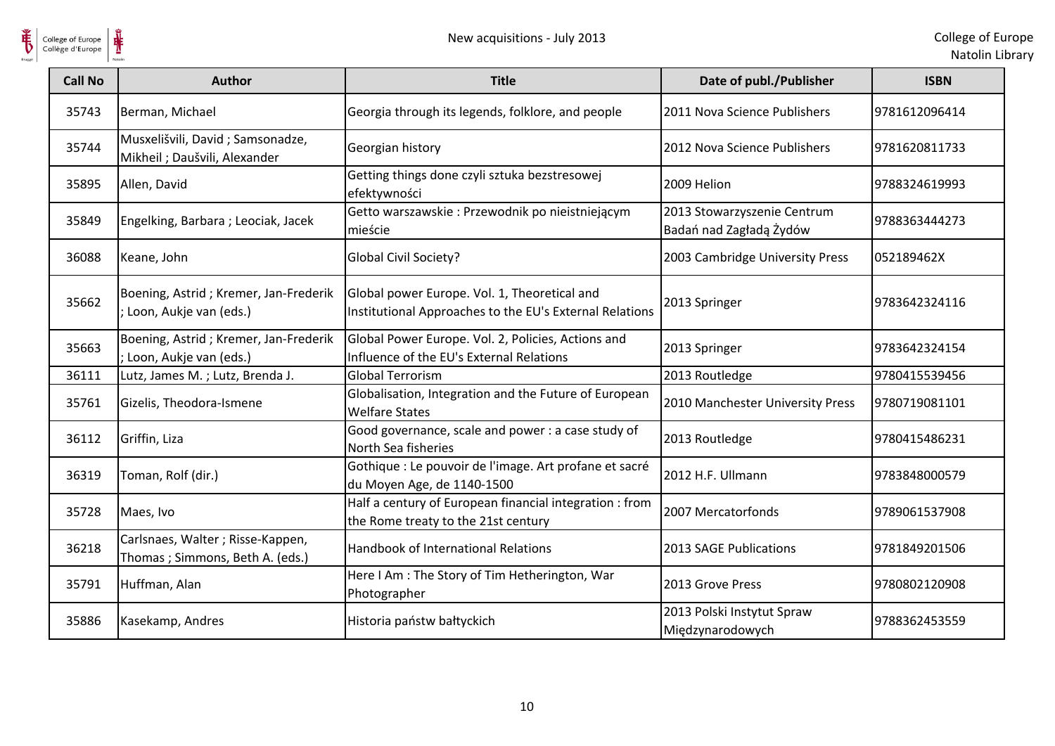| Call No | Author | Title | Date of publ./Publisher | ISBN |
| --- | --- | --- | --- | --- |
| 35743 | Berman, Michael | Georgia through its legends, folklore, and people | 2011 Nova Science Publishers | 9781612096414 |
| 35744 | Musxelišvili, David ; Samsonadze, Mikheil ; Daušvili, Alexander | Georgian history | 2012 Nova Science Publishers | 9781620811733 |
| 35895 | Allen, David | Getting things done czyli sztuka bezstresowej efektywności | 2009 Helion | 9788324619993 |
| 35849 | Engelking, Barbara ; Leociak, Jacek | Getto warszawskie : Przewodnik po nieistniejącym mieście | 2013 Stowarzyszenie Centrum Badań nad Zagładą Żydów | 9788363444273 |
| 36088 | Keane, John | Global Civil Society? | 2003 Cambridge University Press | 052189462X |
| 35662 | Boening, Astrid ; Kremer, Jan-Frederik ; Loon, Aukje van (eds.) | Global power Europe. Vol. 1, Theoretical and Institutional Approaches to the EU's External Relations | 2013 Springer | 9783642324116 |
| 35663 | Boening, Astrid ; Kremer, Jan-Frederik ; Loon, Aukje van (eds.) | Global Power Europe. Vol. 2, Policies, Actions and Influence of the EU's External Relations | 2013 Springer | 9783642324154 |
| 36111 | Lutz, James M. ; Lutz, Brenda J. | Global Terrorism | 2013 Routledge | 9780415539456 |
| 35761 | Gizelis, Theodora-Ismene | Globalisation, Integration and the Future of European Welfare States | 2010 Manchester University Press | 9780719081101 |
| 36112 | Griffin, Liza | Good governance, scale and power : a case study of North Sea fisheries | 2013 Routledge | 9780415486231 |
| 36319 | Toman, Rolf (dir.) | Gothique : Le pouvoir de l'image. Art profane et sacré du Moyen Age, de 1140-1500 | 2012 H.F. Ullmann | 9783848000579 |
| 35728 | Maes, Ivo | Half a century of European financial integration : from the Rome treaty to the 21st century | 2007 Mercatorfonds | 9789061537908 |
| 36218 | Carlsnaes, Walter ; Risse-Kappen, Thomas ; Simmons, Beth A. (eds.) | Handbook of International Relations | 2013 SAGE Publications | 9781849201506 |
| 35791 | Huffman, Alan | Here I Am : The Story of Tim Hetherington, War Photographer | 2013 Grove Press | 9780802120908 |
| 35886 | Kasekamp, Andres | Historia państw bałtyckich | 2013 Polski Instytut Spraw Międzynarodowych | 9788362453559 |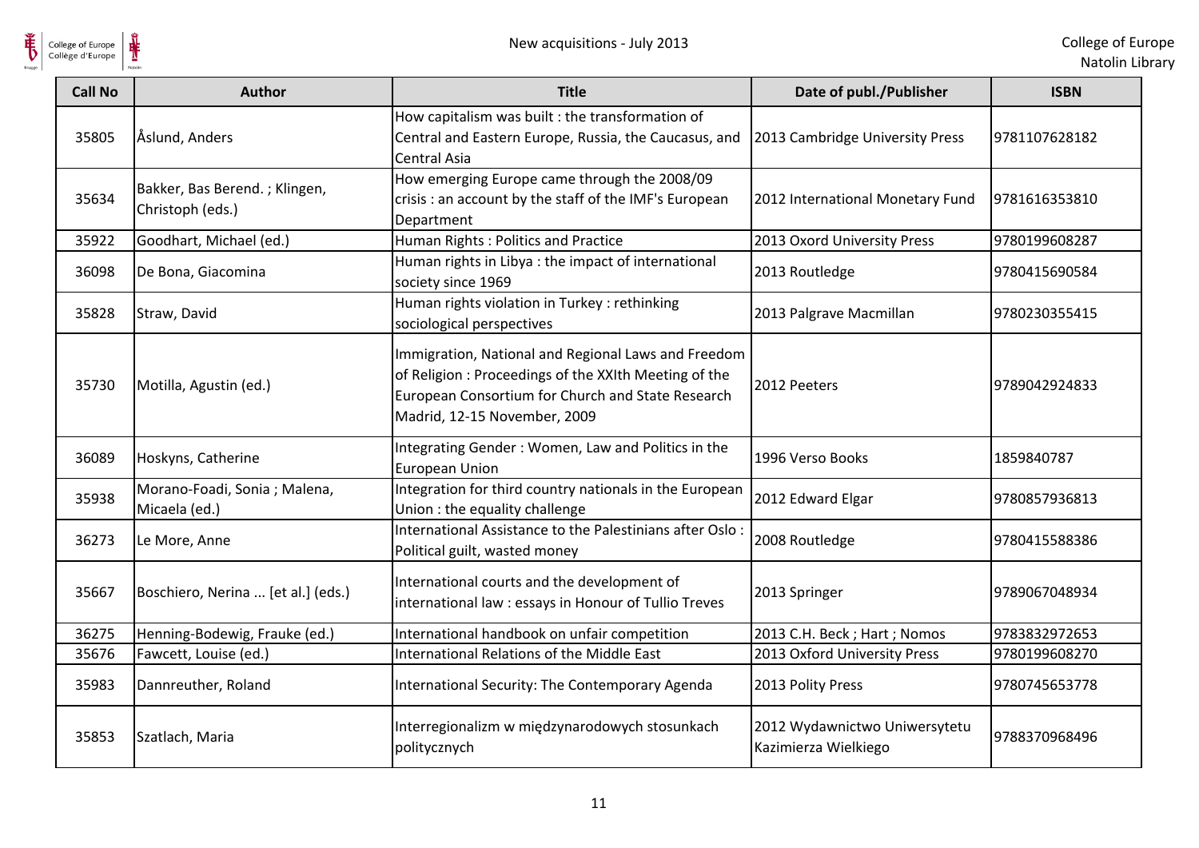| Call No | Author | Title | Date of publ./Publisher | ISBN |
|---|---|---|---|---|
| 35805 | Åslund, Anders | How capitalism was built : the transformation of Central and Eastern Europe, Russia, the Caucasus, and Central Asia | 2013 Cambridge University Press | 9781107628182 |
| 35634 | Bakker, Bas Berend. ; Klingen, Christoph (eds.) | How emerging Europe came through the 2008/09 crisis : an account by the staff of the IMF's European Department | 2012 International Monetary Fund | 9781616353810 |
| 35922 | Goodhart, Michael (ed.) | Human Rights : Politics and Practice | 2013 Oxord University Press | 9780199608287 |
| 36098 | De Bona, Giacomina | Human rights in Libya : the impact of international society since 1969 | 2013 Routledge | 9780415690584 |
| 35828 | Straw, David | Human rights violation in Turkey : rethinking sociological perspectives | 2013 Palgrave Macmillan | 9780230355415 |
| 35730 | Motilla, Agustin (ed.) | Immigration, National and Regional Laws and Freedom of Religion : Proceedings of the XXIth Meeting of the European Consortium for Church and State Research Madrid, 12-15 November, 2009 | 2012 Peeters | 9789042924833 |
| 36089 | Hoskyns, Catherine | Integrating Gender : Women, Law and Politics in the European Union | 1996 Verso Books | 1859840787 |
| 35938 | Morano-Foadi, Sonia ; Malena, Micaela (ed.) | Integration for third country nationals in the European Union : the equality challenge | 2012 Edward Elgar | 9780857936813 |
| 36273 | Le More, Anne | International Assistance to the Palestinians after Oslo : Political guilt, wasted money | 2008 Routledge | 9780415588386 |
| 35667 | Boschiero, Nerina ... [et al.] (eds.) | International courts and the development of international law : essays in Honour of Tullio Treves | 2013 Springer | 9789067048934 |
| 36275 | Henning-Bodewig, Frauke (ed.) | International handbook on unfair competition | 2013 C.H. Beck ; Hart ; Nomos | 9783832972653 |
| 35676 | Fawcett, Louise (ed.) | International Relations of the Middle East | 2013 Oxford University Press | 9780199608270 |
| 35983 | Dannreuther, Roland | International Security: The Contemporary Agenda | 2013 Polity Press | 9780745653778 |
| 35853 | Szatlach, Maria | Interregionalizm w międzynarodowych stosunkach politycznych | 2012 Wydawnictwo Uniwersytetu Kazimierza Wielkiego | 9788370968496 |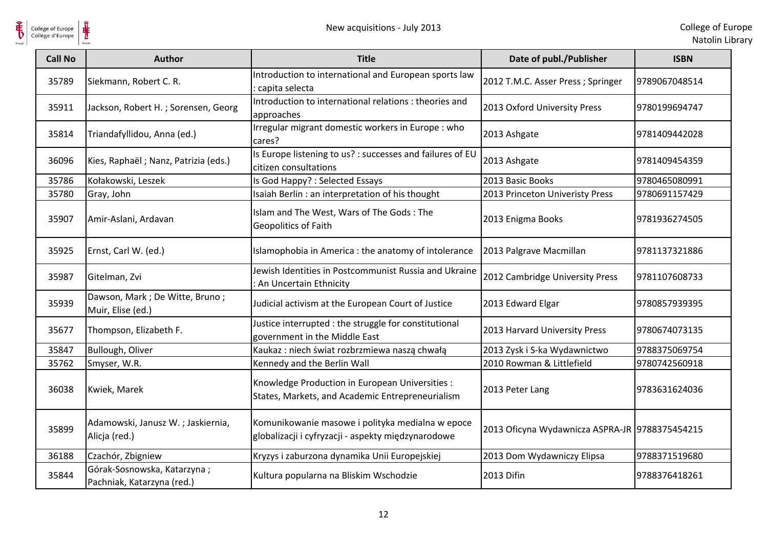| Call No | Author | Title | Date of publ./Publisher | ISBN |
|---|---|---|---|---|
| 35789 | Siekmann, Robert C. R. | Introduction to international and European sports law : capita selecta | 2012 T.M.C. Asser Press ; Springer | 9789067048514 |
| 35911 | Jackson, Robert H. ; Sorensen, Georg | Introduction to international relations : theories and approaches | 2013 Oxford University Press | 9780199694747 |
| 35814 | Triandafyllidou, Anna (ed.) | Irregular migrant domestic workers in Europe : who cares? | 2013 Ashgate | 9781409442028 |
| 36096 | Kies, Raphaël ; Nanz, Patrizia (eds.) | Is Europe listening to us? : successes and failures of EU citizen consultations | 2013 Ashgate | 9781409454359 |
| 35786 | Kołakowski, Leszek | Is God Happy? : Selected Essays | 2013 Basic Books | 9780465080991 |
| 35780 | Gray, John | Isaiah Berlin : an interpretation of his thought | 2013 Princeton Univeristy Press | 9780691157429 |
| 35907 | Amir-Aslani, Ardavan | Islam and The West, Wars of The Gods : The Geopolitics of Faith | 2013 Enigma Books | 9781936274505 |
| 35925 | Ernst, Carl W. (ed.) | Islamophobia in America : the anatomy of intolerance | 2013 Palgrave Macmillan | 9781137321886 |
| 35987 | Gitelman, Zvi | Jewish Identities in Postcommunist Russia and Ukraine : An Uncertain Ethnicity | 2012 Cambridge University Press | 9781107608733 |
| 35939 | Dawson, Mark ; De Witte, Bruno ; Muir, Elise (ed.) | Judicial activism at the European Court of Justice | 2013 Edward Elgar | 9780857939395 |
| 35677 | Thompson, Elizabeth F. | Justice interrupted : the struggle for constitutional government in the Middle East | 2013 Harvard University Press | 9780674073135 |
| 35847 | Bullough, Oliver | Kaukaz : niech świat rozbrzmiewa naszą chwałą | 2013 Zysk i S-ka Wydawnictwo | 9788375069754 |
| 35762 | Smyser, W.R. | Kennedy and the Berlin Wall | 2010 Rowman & Littlefield | 9780742560918 |
| 36038 | Kwiek, Marek | Knowledge Production in European Universities : States, Markets, and Academic Entrepreneurialism | 2013 Peter Lang | 9783631624036 |
| 35899 | Adamowski, Janusz W. ; Jaskiernia, Alicja (red.) | Komunikowanie masowe i polityka medialna w epoce globalizacji i cyfryzacji - aspekty międzynarodowe | 2013 Oficyna Wydawnicza ASPRA-JR | 9788375454215 |
| 36188 | Czachór, Zbigniew | Kryzys i zaburzona dynamika Unii Europejskiej | 2013 Dom Wydawniczy Elipsa | 9788371519680 |
| 35844 | Górak-Sosnowska, Katarzyna ; Pachniak, Katarzyna (red.) | Kultura popularna na Bliskim Wschodzie | 2013 Difin | 9788376418261 |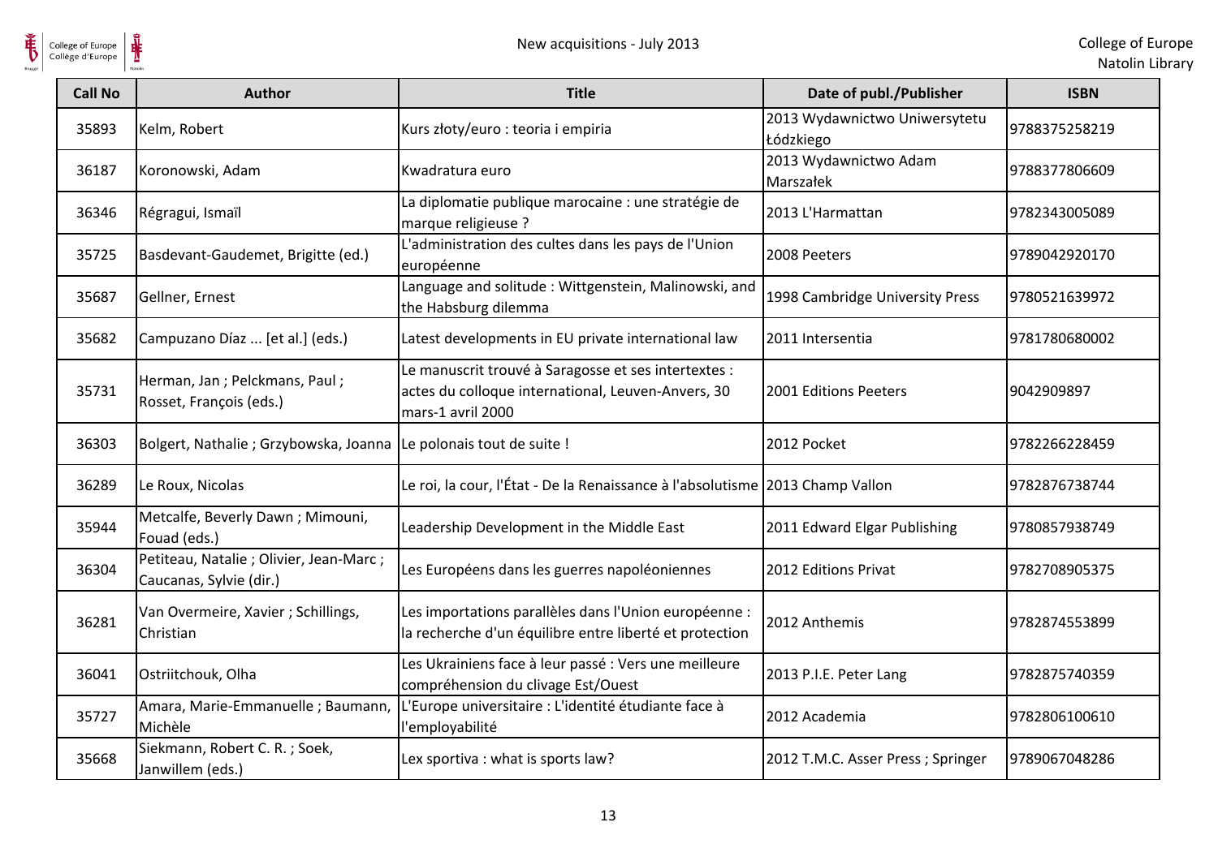| Call No | Author | Title | Date of publ./Publisher | ISBN |
|---|---|---|---|---|
| 35893 | Kelm, Robert | Kurs złoty/euro : teoria i empiria | 2013 Wydawnictwo Uniwersytetu Łódzkiego | 9788375258219 |
| 36187 | Koronowski, Adam | Kwadratura euro | 2013 Wydawnictwo Adam Marszałek | 9788377806609 |
| 36346 | Régragui, Ismaïl | La diplomatie publique marocaine : une stratégie de marque religieuse ? | 2013 L'Harmattan | 9782343005089 |
| 35725 | Basdevant-Gaudemet, Brigitte (ed.) | L'administration des cultes dans les pays de l'Union européenne | 2008 Peeters | 9789042920170 |
| 35687 | Gellner, Ernest | Language and solitude : Wittgenstein, Malinowski, and the Habsburg dilemma | 1998 Cambridge University Press | 9780521639972 |
| 35682 | Campuzano Díaz ... [et al.] (eds.) | Latest developments in EU private international law | 2011 Intersentia | 9781780680002 |
| 35731 | Herman, Jan ; Pelckmans, Paul ; Rosset, François (eds.) | Le manuscrit trouvé à Saragosse et ses intertextes : actes du colloque international, Leuven-Anvers, 30 mars-1 avril 2000 | 2001 Editions Peeters | 9042909897 |
| 36303 | Bolgert, Nathalie ; Grzybowska, Joanna | Le polonais tout de suite ! | 2012 Pocket | 9782266228459 |
| 36289 | Le Roux, Nicolas | Le roi, la cour, l'État - De la Renaissance à l'absolutisme | 2013 Champ Vallon | 9782876738744 |
| 35944 | Metcalfe, Beverly Dawn ; Mimouni, Fouad (eds.) | Leadership Development in the Middle East | 2011 Edward Elgar Publishing | 9780857938749 |
| 36304 | Petiteau, Natalie ; Olivier, Jean-Marc ; Caucanas, Sylvie (dir.) | Les Européens dans les guerres napoléoniennes | 2012 Editions Privat | 9782708905375 |
| 36281 | Van Overmeire, Xavier ; Schillings, Christian | Les importations parallèles dans l'Union européenne : la recherche d'un équilibre entre liberté et protection | 2012 Anthemis | 9782874553899 |
| 36041 | Ostriitchouk, Olha | Les Ukrainiens face à leur passé : Vers une meilleure compréhension du clivage Est/Ouest | 2013 P.I.E. Peter Lang | 9782875740359 |
| 35727 | Amara, Marie-Emmanuelle ; Baumann, Michèle | L'Europe universitaire : L'identité étudiante face à l'employabilité | 2012 Academia | 9782806100610 |
| 35668 | Siekmann, Robert C. R. ; Soek, Janwillem (eds.) | Lex sportiva : what is sports law? | 2012 T.M.C. Asser Press ; Springer | 9789067048286 |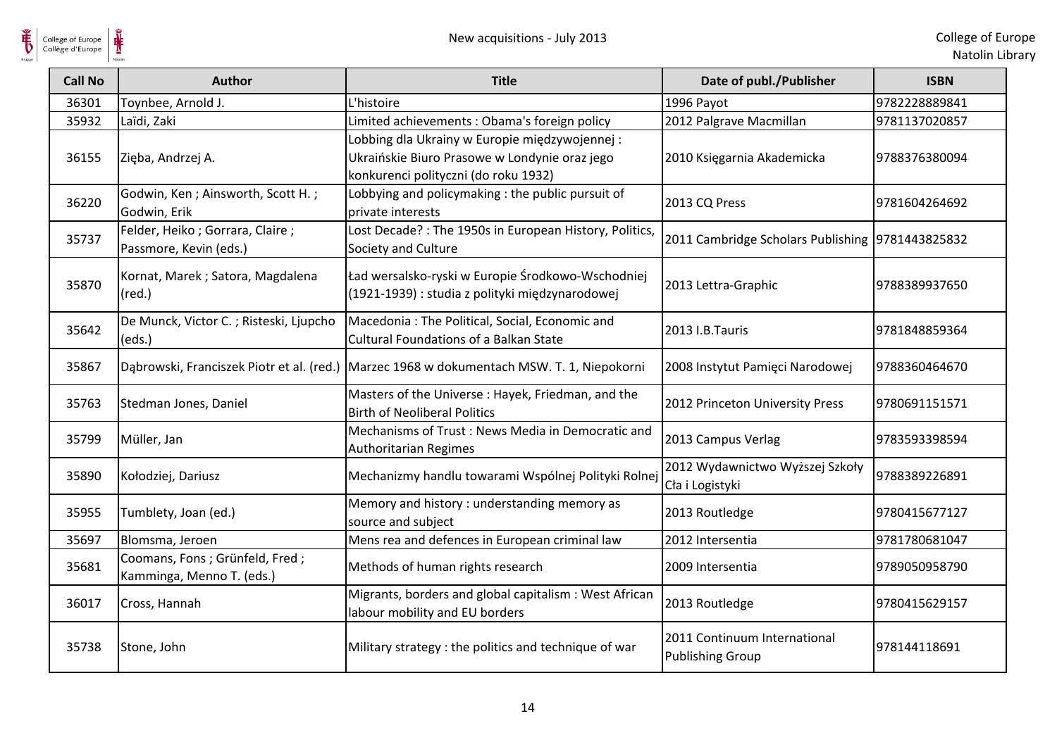| Call No | Author | Title | Date of publ./Publisher | ISBN |
| --- | --- | --- | --- | --- |
| 36301 | Toynbee, Arnold J. | L'histoire | 1996 Payot | 9782228889841 |
| 35932 | Laïdi, Zaki | Limited achievements : Obama's foreign policy | 2012 Palgrave Macmillan | 9781137020857 |
| 36155 | Zięba, Andrzej A. | Lobbing dla Ukrainy w Europie międzywojennej : Ukraińskie Biuro Prasowe w Londynie oraz jego konkurenci polityczni (do roku 1932) | 2010 Księgarnia Akademicka | 9788376380094 |
| 36220 | Godwin, Ken ; Ainsworth, Scott H. ; Godwin, Erik | Lobbying and policymaking : the public pursuit of private interests | 2013 CQ Press | 9781604264692 |
| 35737 | Felder, Heiko ; Gorrara, Claire ; Passmore, Kevin (eds.) | Lost Decade? : The 1950s in European History, Politics, Society and Culture | 2011 Cambridge Scholars Publishing | 9781443825832 |
| 35870 | Kornat, Marek ; Satora, Magdalena (red.) | Ład wersalsko-ryski w Europie Środkowo-Wschodniej (1921-1939) : studia z polityki międzynarodowej | 2013 Lettra-Graphic | 9788389937650 |
| 35642 | De Munck, Victor C. ; Risteski, Ljupcho (eds.) | Macedonia : The Political, Social, Economic and Cultural Foundations of a Balkan State | 2013 I.B.Tauris | 9781848859364 |
| 35867 | Dąbrowski, Franciszek Piotr et al. (red.) | Marzec 1968 w dokumentach MSW. T. 1, Niepokorni | 2008 Instytut Pamięci Narodowej | 9788360464670 |
| 35763 | Stedman Jones, Daniel | Masters of the Universe : Hayek, Friedman, and the Birth of Neoliberal Politics | 2012 Princeton University Press | 9780691151571 |
| 35799 | Müller, Jan | Mechanisms of Trust : News Media in Democratic and Authoritarian Regimes | 2013 Campus Verlag | 9783593398594 |
| 35890 | Kołodziej, Dariusz | Mechanizmy handlu towarami Wspólnej Polityki Rolnej | 2012 Wydawnictwo Wyższej Szkoły Cła i Logistyki | 9788389226891 |
| 35955 | Tumblety, Joan (ed.) | Memory and history : understanding memory as source and subject | 2013 Routledge | 9780415677127 |
| 35697 | Blomsma, Jeroen | Mens rea and defences in European criminal law | 2012 Intersentia | 9781780681047 |
| 35681 | Coomans, Fons ; Grünfeld, Fred ; Kamminga, Menno T. (eds.) | Methods of human rights research | 2009 Intersentia | 9789050958790 |
| 36017 | Cross, Hannah | Migrants, borders and global capitalism : West African labour mobility and EU borders | 2013 Routledge | 9780415629157 |
| 35738 | Stone, John | Military strategy : the politics and technique of war | 2011 Continuum International Publishing Group | 978144118691 |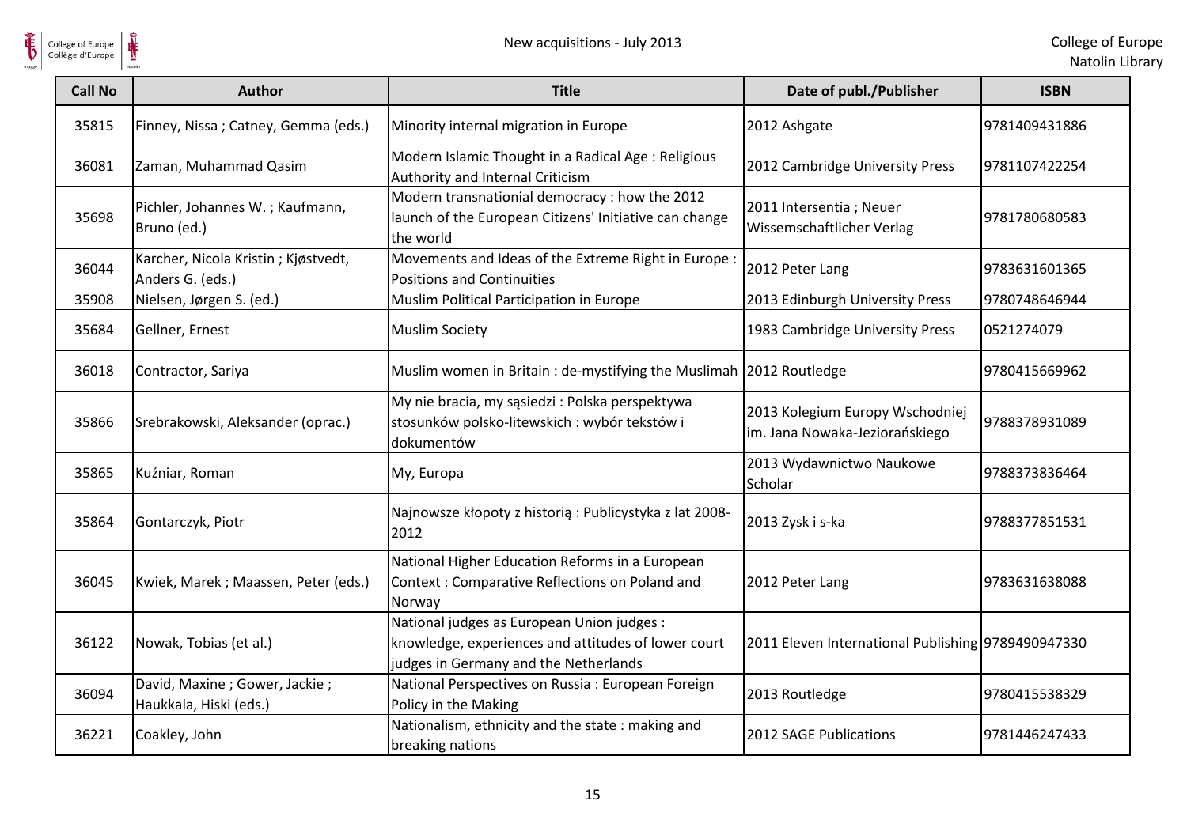| Call No | Author | Title | Date of publ./Publisher | ISBN |
| --- | --- | --- | --- | --- |
| 35815 | Finney, Nissa ; Catney, Gemma (eds.) | Minority internal migration in Europe | 2012 Ashgate | 9781409431886 |
| 36081 | Zaman, Muhammad Qasim | Modern Islamic Thought in a Radical Age : Religious Authority and Internal Criticism | 2012 Cambridge University Press | 9781107422254 |
| 35698 | Pichler, Johannes W. ; Kaufmann, Bruno (ed.) | Modern transnationial democracy : how the 2012 launch of the European Citizens' Initiative can change the world | 2011 Intersentia ; Neuer Wissemschaftlicher Verlag | 9781780680583 |
| 36044 | Karcher, Nicola Kristin ; Kjøstvedt, Anders G. (eds.) | Movements and Ideas of the Extreme Right in Europe : Positions and Continuities | 2012 Peter Lang | 9783631601365 |
| 35908 | Nielsen, Jørgen S. (ed.) | Muslim Political Participation in Europe | 2013 Edinburgh University Press | 9780748646944 |
| 35684 | Gellner, Ernest | Muslim Society | 1983 Cambridge University Press | 0521274079 |
| 36018 | Contractor, Sariya | Muslim women in Britain : de-mystifying the Muslimah | 2012 Routledge | 9780415669962 |
| 35866 | Srebrakowski, Aleksander (oprac.) | My nie bracia, my sąsiedzi : Polska perspektywa stosunków polsko-litewskich : wybór tekstów i dokumentów | 2013 Kolegium Europy Wschodniej im. Jana Nowaka-Jeziorańskiego | 9788378931089 |
| 35865 | Kuźniar, Roman | My, Europa | 2013 Wydawnictwo Naukowe Scholar | 9788373836464 |
| 35864 | Gontarczyk, Piotr | Najnowsze kłopoty z historią : Publicystyka z lat 2008-2012 | 2013 Zysk i s-ka | 9788377851531 |
| 36045 | Kwiek, Marek ; Maassen, Peter (eds.) | National Higher Education Reforms in a European Context : Comparative Reflections on Poland and Norway | 2012 Peter Lang | 9783631638088 |
| 36122 | Nowak, Tobias (et al.) | National judges as European Union judges : knowledge, experiences and attitudes of lower court judges in Germany and the Netherlands | 2011 Eleven International Publishing | 9789490947330 |
| 36094 | David, Maxine ; Gower, Jackie ; Haukkala, Hiski (eds.) | National Perspectives on Russia : European Foreign Policy in the Making | 2013 Routledge | 9780415538329 |
| 36221 | Coakley, John | Nationalism, ethnicity and the state : making and breaking nations | 2012 SAGE Publications | 9781446247433 |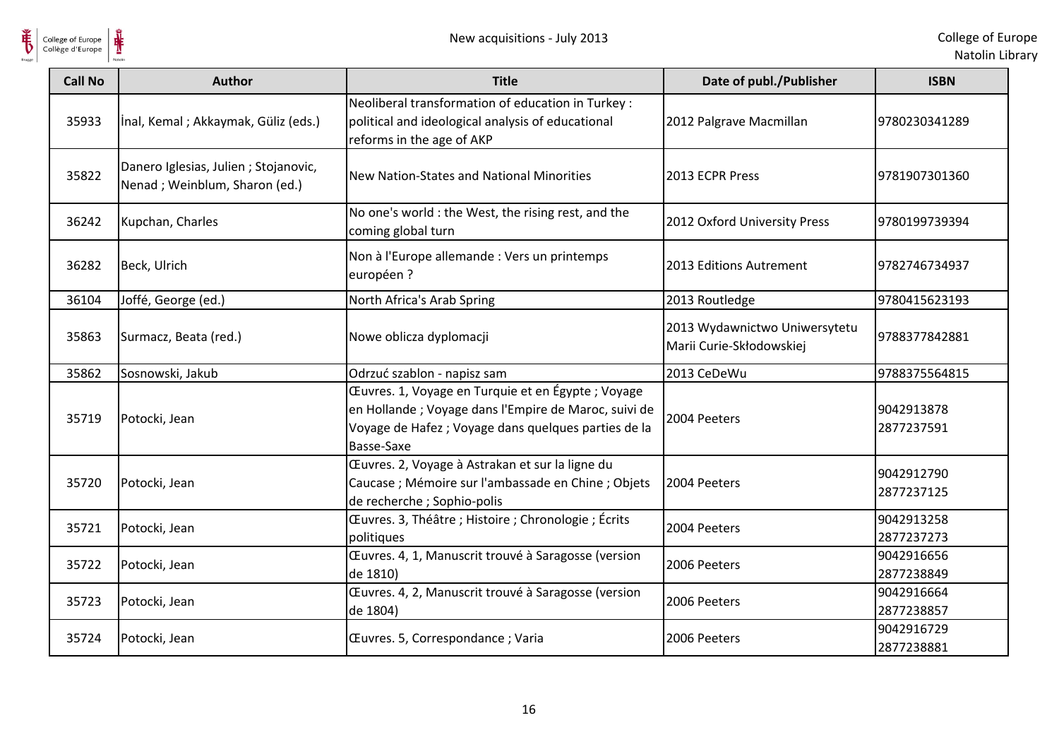| Call No | Author | Title | Date of publ./Publisher | ISBN |
|---|---|---|---|---|
| 35933 | İnal, Kemal ; Akkaymak, Güliz (eds.) | Neoliberal transformation of education in Turkey : political and ideological analysis of educational reforms in the age of AKP | 2012 Palgrave Macmillan | 9780230341289 |
| 35822 | Danero Iglesias, Julien ; Stojanovic, Nenad ; Weinblum, Sharon (ed.) | New Nation-States and National Minorities | 2013 ECPR Press | 9781907301360 |
| 36242 | Kupchan, Charles | No one's world : the West, the rising rest, and the coming global turn | 2012 Oxford University Press | 9780199739394 |
| 36282 | Beck, Ulrich | Non à l'Europe allemande : Vers un printemps européen ? | 2013 Editions Autrement | 9782746734937 |
| 36104 | Joffé, George (ed.) | North Africa's Arab Spring | 2013 Routledge | 9780415623193 |
| 35863 | Surmacz, Beata (red.) | Nowe oblicza dyplomacji | 2013 Wydawnictwo Uniwersytetu Marii Curie-Skłodowskiej | 9788377842881 |
| 35862 | Sosnowski, Jakub | Odrzuć szablon - napisz sam | 2013 CeDeWu | 9788375564815 |
| 35719 | Potocki, Jean | Œuvres. 1, Voyage en Turquie et en Égypte ; Voyage en Hollande ; Voyage dans l'Empire de Maroc, suivi de Voyage de Hafez ; Voyage dans quelques parties de la Basse-Saxe | 2004 Peeters | 9042913878 2877237591 |
| 35720 | Potocki, Jean | Œuvres. 2, Voyage à Astrakan et sur la ligne du Caucase ; Mémoire sur l'ambassade en Chine ; Objets de recherche ; Sophio-polis | 2004 Peeters | 9042912790 2877237125 |
| 35721 | Potocki, Jean | Œuvres. 3, Théâtre ; Histoire ; Chronologie ; Écrits politiques | 2004 Peeters | 9042913258 2877237273 |
| 35722 | Potocki, Jean | Œuvres. 4, 1, Manuscrit trouvé à Saragosse (version de 1810) | 2006 Peeters | 9042916656 2877238849 |
| 35723 | Potocki, Jean | Œuvres. 4, 2, Manuscrit trouvé à Saragosse (version de 1804) | 2006 Peeters | 9042916664 2877238857 |
| 35724 | Potocki, Jean | Œuvres. 5, Correspondance ; Varia | 2006 Peeters | 9042916729 2877238881 |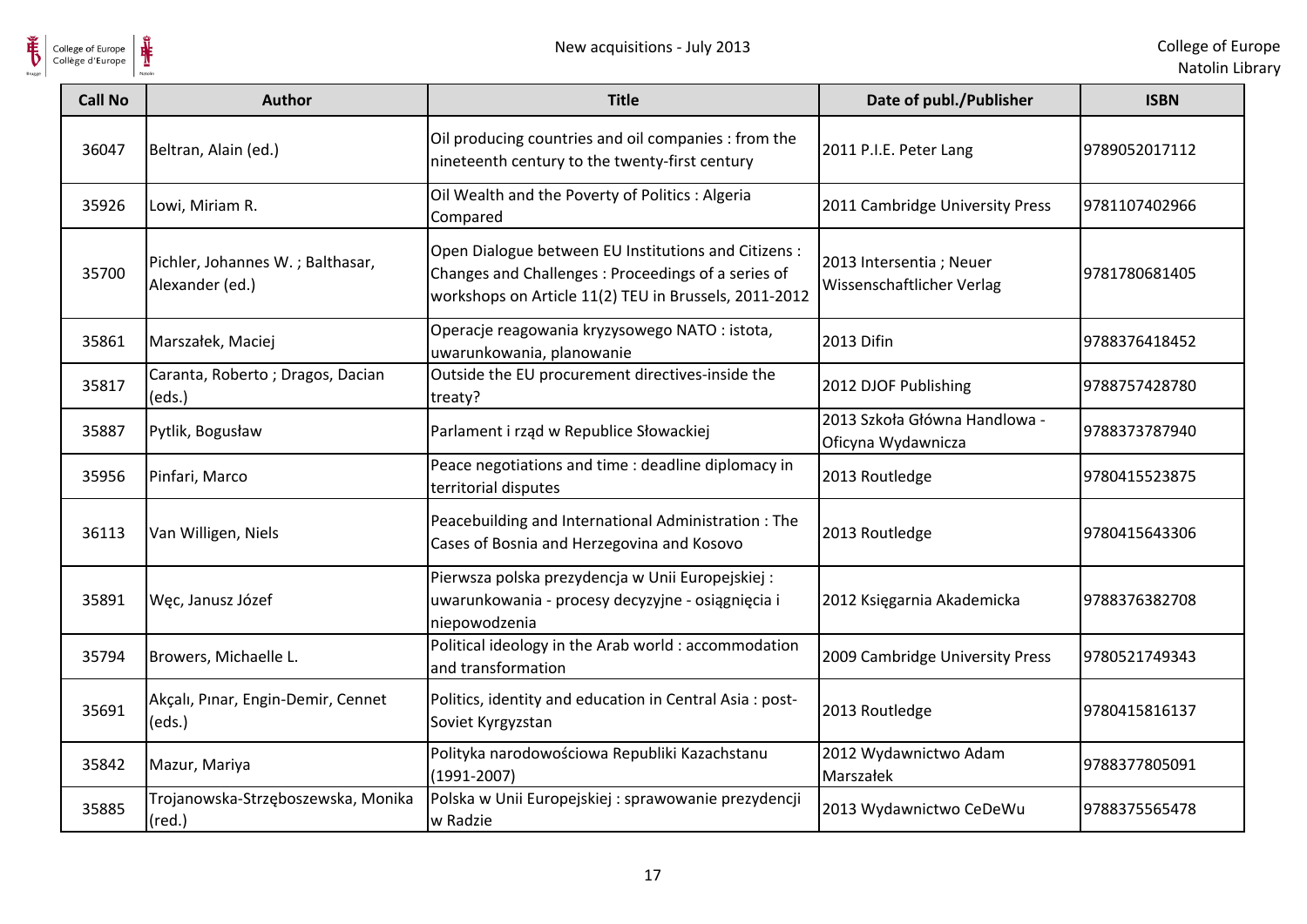| Call No | Author | Title | Date of publ./Publisher | ISBN |
| --- | --- | --- | --- | --- |
| 36047 | Beltran, Alain (ed.) | Oil producing countries and oil companies : from the nineteenth century to the twenty-first century | 2011 P.I.E. Peter Lang | 9789052017112 |
| 35926 | Lowi, Miriam R. | Oil Wealth and the Poverty of Politics : Algeria Compared | 2011 Cambridge University Press | 9781107402966 |
| 35700 | Pichler, Johannes W. ; Balthasar, Alexander (ed.) | Open Dialogue between EU Institutions and Citizens : Changes and Challenges : Proceedings of a series of workshops on Article 11(2) TEU in Brussels, 2011-2012 | 2013 Intersentia ; Neuer Wissenschaftlicher Verlag | 9781780681405 |
| 35861 | Marszałek, Maciej | Operacje reagowania kryzysowego NATO : istota, uwarunkowania, planowanie | 2013 Difin | 9788376418452 |
| 35817 | Caranta, Roberto ; Dragos, Dacian (eds.) | Outside the EU procurement directives-inside the treaty? | 2012 DJOF Publishing | 9788757428780 |
| 35887 | Pytlik, Bogusław | Parlament i rząd w Republice Słowackiej | 2013 Szkoła Główna Handlowa - Oficyna Wydawnicza | 9788373787940 |
| 35956 | Pinfari, Marco | Peace negotiations and time : deadline diplomacy in territorial disputes | 2013 Routledge | 9780415523875 |
| 36113 | Van Willigen, Niels | Peacebuilding and International Administration : The Cases of Bosnia and Herzegovina and Kosovo | 2013 Routledge | 9780415643306 |
| 35891 | Węc, Janusz Józef | Pierwsza polska prezydencja w Unii Europejskiej : uwarunkowania - procesy decyzyjne - osiągnięcia i niepowodzenia | 2012 Księgarnia Akademicka | 9788376382708 |
| 35794 | Browers, Michaelle L. | Political ideology in the Arab world : accommodation and transformation | 2009 Cambridge University Press | 9780521749343 |
| 35691 | Akçalı, Pınar, Engin-Demir, Cennet (eds.) | Politics, identity and education in Central Asia : post-Soviet Kyrgyzstan | 2013 Routledge | 9780415816137 |
| 35842 | Mazur, Mariya | Polityka narodowościowa Republiki Kazachstanu (1991-2007) | 2012 Wydawnictwo Adam Marszałek | 9788377805091 |
| 35885 | Trojanowska-Strzęboszewska, Monika (red.) | Polska w Unii Europejskiej : sprawowanie prezydencji w Radzie | 2013 Wydawnictwo CeDeWu | 9788375565478 |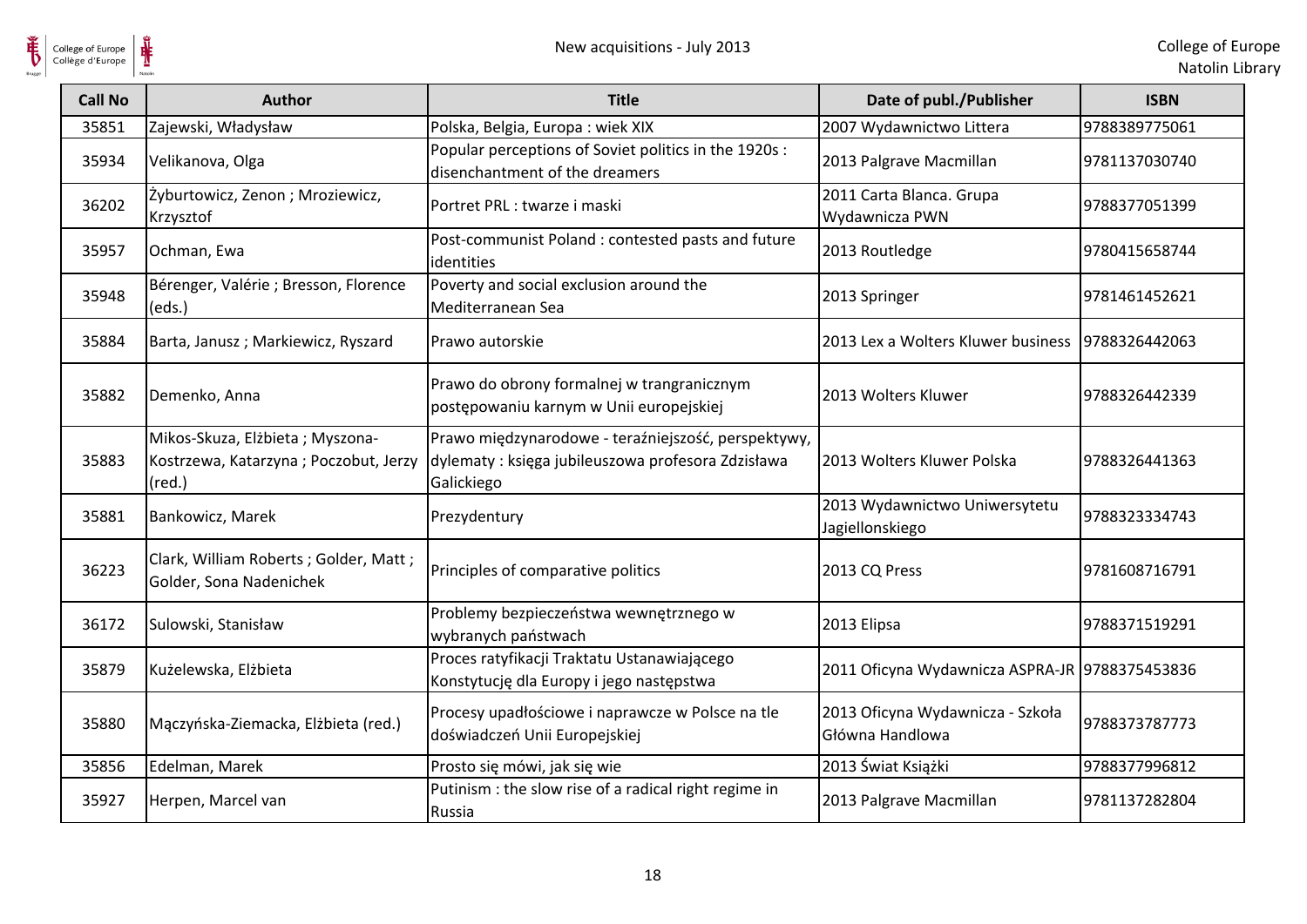| Call No | Author | Title | Date of publ./Publisher | ISBN |
|---|---|---|---|---|
| 35851 | Zajewski, Władysław | Polska, Belgia, Europa : wiek XIX | 2007 Wydawnictwo Littera | 9788389775061 |
| 35934 | Velikanova, Olga | Popular perceptions of Soviet politics in the 1920s : disenchantment of the dreamers | 2013 Palgrave Macmillan | 9781137030740 |
| 36202 | Żyburtowicz, Zenon ; Mroziewicz, Krzysztof | Portret PRL : twarze i maski | 2011 Carta Blanca. Grupa Wydawnicza PWN | 9788377051399 |
| 35957 | Ochman, Ewa | Post-communist Poland : contested pasts and future identities | 2013 Routledge | 9780415658744 |
| 35948 | Bérenger, Valérie ; Bresson, Florence (eds.) | Poverty and social exclusion around the Mediterranean Sea | 2013 Springer | 9781461452621 |
| 35884 | Barta, Janusz ; Markiewicz, Ryszard | Prawo autorskie | 2013 Lex a Wolters Kluwer business | 9788326442063 |
| 35882 | Demenko, Anna | Prawo do obrony formalnej w trangranicznym postępowaniu karnym w Unii europejskiej | 2013 Wolters Kluwer | 9788326442339 |
| 35883 | Mikos-Skuza, Elżbieta ; Myszona-Kostrzewa, Katarzyna ; Poczobut, Jerzy (red.) | Prawo międzynarodowe - teraźniejszość, perspektywy, dylematy : księga jubileuszowa profesora Zdzisława Galickiego | 2013 Wolters Kluwer Polska | 9788326441363 |
| 35881 | Bankowicz, Marek | Prezydentury | 2013 Wydawnictwo Uniwersytetu Jagiellonskiego | 9788323334743 |
| 36223 | Clark, William Roberts ; Golder, Matt ; Golder, Sona Nadenichek | Principles of comparative politics | 2013 CQ Press | 9781608716791 |
| 36172 | Sulowski, Stanisław | Problemy bezpieczeństwa wewnętrznego w wybranych państwach | 2013 Elipsa | 9788371519291 |
| 35879 | Kużelewska, Elżbieta | Proces ratyfikacji Traktatu Ustanawiającego Konstytucję dla Europy i jego następstwa | 2011 Oficyna Wydawnicza ASPRA-JR | 9788375453836 |
| 35880 | Mączyńska-Ziemacka, Elżbieta (red.) | Procesy upadłościowe i naprawcze w Polsce na tle doświadczeń Unii Europejskiej | 2013 Oficyna Wydawnicza - Szkoła Główna Handlowa | 9788373787773 |
| 35856 | Edelman, Marek | Prosto się mówi, jak się wie | 2013 Świat Książki | 9788377996812 |
| 35927 | Herpen, Marcel van | Putinism : the slow rise of a radical right regime in Russia | 2013 Palgrave Macmillan | 9781137282804 |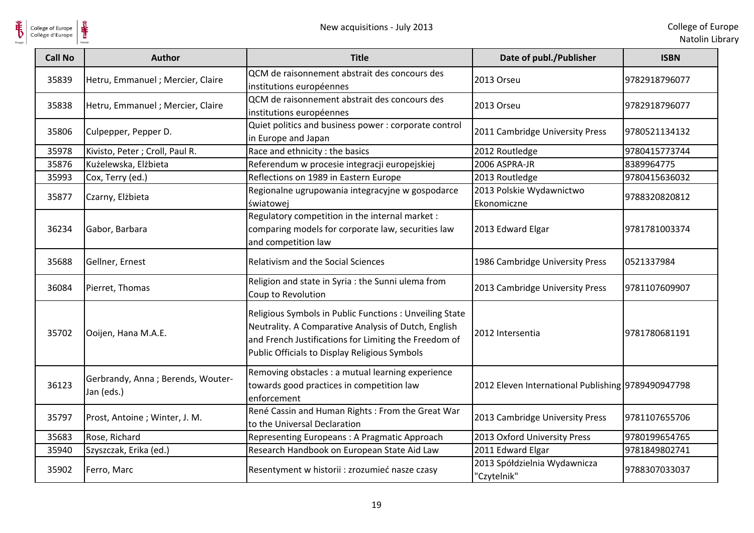| Call No | Author | Title | Date of publ./Publisher | ISBN |
|---|---|---|---|---|
| 35839 | Hetru, Emmanuel ; Mercier, Claire | QCM de raisonnement abstrait des concours des institutions européennes | 2013 Orseu | 9782918796077 |
| 35838 | Hetru, Emmanuel ; Mercier, Claire | QCM de raisonnement abstrait des concours des institutions européennes | 2013 Orseu | 9782918796077 |
| 35806 | Culpepper, Pepper D. | Quiet politics and business power : corporate control in Europe and Japan | 2011 Cambridge University Press | 9780521134132 |
| 35978 | Kivisto, Peter ; Croll, Paul R. | Race and ethnicity : the basics | 2012 Routledge | 9780415773744 |
| 35876 | Kużelewska, Elżbieta | Referendum w procesie integracji europejskiej | 2006 ASPRA-JR | 8389964775 |
| 35993 | Cox, Terry (ed.) | Reflections on 1989 in Eastern Europe | 2013 Routledge | 9780415636032 |
| 35877 | Czarny, Elżbieta | Regionalne ugrupowania integracyjne w gospodarce światowej | 2013 Polskie Wydawnictwo Ekonomiczne | 9788320820812 |
| 36234 | Gabor, Barbara | Regulatory competition in the internal market : comparing models for corporate law, securities law and competition law | 2013 Edward Elgar | 9781781003374 |
| 35688 | Gellner, Ernest | Relativism and the Social Sciences | 1986 Cambridge University Press | 0521337984 |
| 36084 | Pierret, Thomas | Religion and state in Syria : the Sunni ulema from Coup to Revolution | 2013 Cambridge University Press | 9781107609907 |
| 35702 | Ooijen, Hana M.A.E. | Religious Symbols in Public Functions : Unveiling State Neutrality. A Comparative Analysis of Dutch, English and French Justifications for Limiting the Freedom of Public Officials to Display Religious Symbols | 2012 Intersentia | 9781780681191 |
| 36123 | Gerbrandy, Anna ; Berends, Wouter-Jan (eds.) | Removing obstacles : a mutual learning experience towards good practices in competition law enforcement | 2012 Eleven International Publishing | 9789490947798 |
| 35797 | Prost, Antoine ; Winter, J. M. | René Cassin and Human Rights : From the Great War to the Universal Declaration | 2013 Cambridge University Press | 9781107655706 |
| 35683 | Rose, Richard | Representing Europeans : A Pragmatic Approach | 2013 Oxford University Press | 9780199654765 |
| 35940 | Szyszczak, Erika (ed.) | Research Handbook on European State Aid Law | 2011 Edward Elgar | 9781849802741 |
| 35902 | Ferro, Marc | Resentyment w historii : zrozumieć nasze czasy | 2013 Spółdzielnia Wydawnicza "Czytelnik" | 9788307033037 |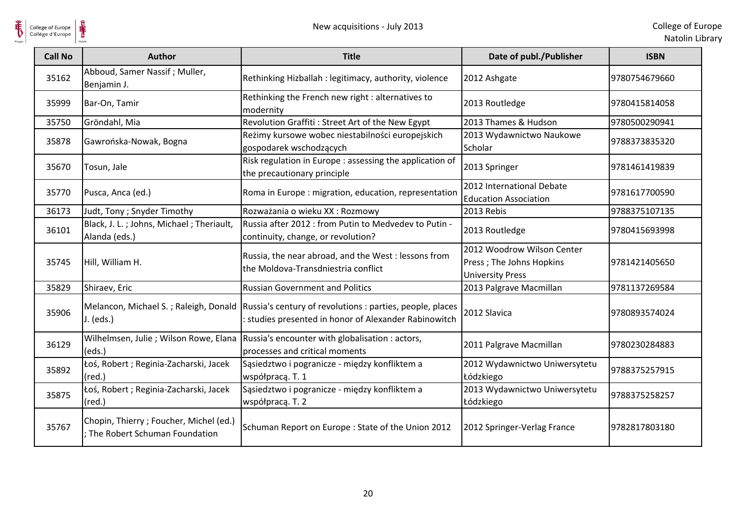| Call No | Author | Title | Date of publ./Publisher | ISBN |
|---|---|---|---|---|
| 35162 | Abboud, Samer Nassif ; Muller, Benjamin J. | Rethinking Hizballah : legitimacy, authority, violence | 2012 Ashgate | 9780754679660 |
| 35999 | Bar-On, Tamir | Rethinking the French new right : alternatives to modernity | 2013 Routledge | 9780415814058 |
| 35750 | Gröndahl, Mia | Revolution Graffiti : Street Art of the New Egypt | 2013 Thames & Hudson | 9780500290941 |
| 35878 | Gawrońska-Nowak, Bogna | Reżimy kursowe wobec niestabilności europejskich gospodarek wschodzących | 2013 Wydawnictwo Naukowe Scholar | 9788373835320 |
| 35670 | Tosun, Jale | Risk regulation in Europe : assessing the application of the precautionary principle | 2013 Springer | 9781461419839 |
| 35770 | Pusca, Anca (ed.) | Roma in Europe : migration, education, representation | 2012 International Debate Education Association | 9781617700590 |
| 36173 | Judt, Tony ; Snyder Timothy | Rozważania o wieku XX : Rozmowy | 2013 Rebis | 9788375107135 |
| 36101 | Black, J. L. ; Johns, Michael ; Theriault, Alanda (eds.) | Russia after 2012 : from Putin to Medvedev to Putin - continuity, change, or revolution? | 2013 Routledge | 9780415693998 |
| 35745 | Hill, William H. | Russia, the near abroad, and the West : lessons from the Moldova-Transdniestria conflict | 2012 Woodrow Wilson Center Press ; The Johns Hopkins University Press | 9781421405650 |
| 35829 | Shiraev, Eric | Russian Government and Politics | 2013 Palgrave Macmillan | 9781137269584 |
| 35906 | Melancon, Michael S. ; Raleigh, Donald J. (eds.) | Russia's century of revolutions : parties, people, places : studies presented in honor of Alexander Rabinowitch | 2012 Slavica | 9780893574024 |
| 36129 | Wilhelmsen, Julie ; Wilson Rowe, Elana (eds.) | Russia's encounter with globalisation : actors, processes and critical moments | 2011 Palgrave Macmillan | 9780230284883 |
| 35892 | Łoś, Robert ; Reginia-Zacharski, Jacek (red.) | Sąsiedztwo i pogranicze - między konfliktem a współpracą. T. 1 | 2012 Wydawnictwo Uniwersytetu Łódzkiego | 9788375257915 |
| 35875 | Łoś, Robert ; Reginia-Zacharski, Jacek (red.) | Sąsiedztwo i pogranicze - między konfliktem a współpracą. T. 2 | 2013 Wydawnictwo Uniwersytetu Łódzkiego | 9788375258257 |
| 35767 | Chopin, Thierry ; Foucher, Michel (ed.) ; The Robert Schuman Foundation | Schuman Report on Europe : State of the Union 2012 | 2012 Springer-Verlag France | 9782817803180 |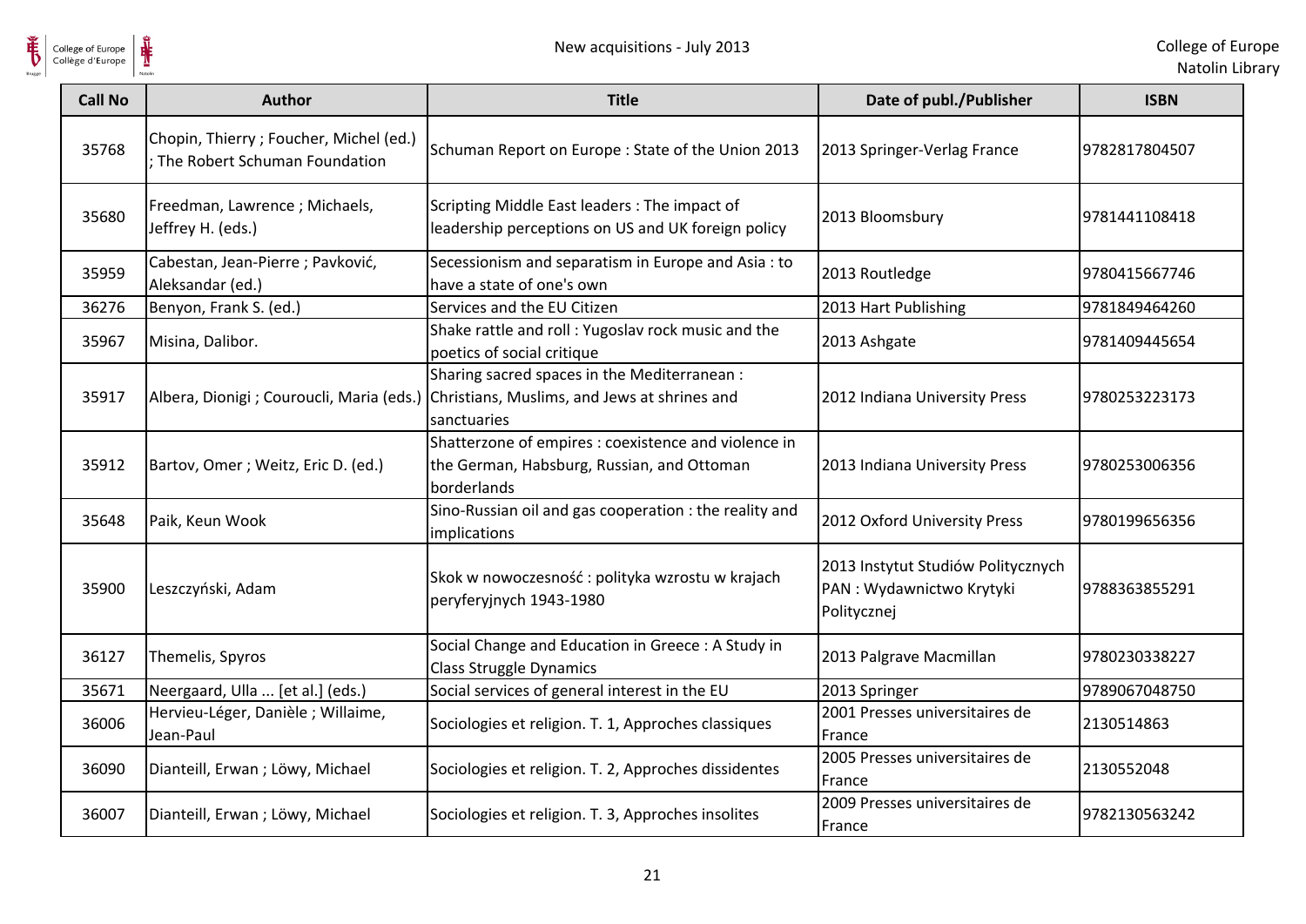| Call No | Author | Title | Date of publ./Publisher | ISBN |
|---|---|---|---|---|
| 35768 | Chopin, Thierry ; Foucher, Michel (ed.) ; The Robert Schuman Foundation | Schuman Report on Europe : State of the Union 2013 | 2013 Springer-Verlag France | 9782817804507 |
| 35680 | Freedman, Lawrence ; Michaels, Jeffrey H. (eds.) | Scripting Middle East leaders : The impact of leadership perceptions on US and UK foreign policy | 2013 Bloomsbury | 9781441108418 |
| 35959 | Cabestan, Jean-Pierre ; Pavković, Aleksandar (ed.) | Secessionism and separatism in Europe and Asia : to have a state of one's own | 2013 Routledge | 9780415667746 |
| 36276 | Benyon, Frank S. (ed.) | Services and the EU Citizen | 2013 Hart Publishing | 9781849464260 |
| 35967 | Misina, Dalibor. | Shake rattle and roll : Yugoslav rock music and the poetics of social critique | 2013 Ashgate | 9781409445654 |
| 35917 | Albera, Dionigi ; Couroucli, Maria (eds.) | Sharing sacred spaces in the Mediterranean : Christians, Muslims, and Jews at shrines and sanctuaries | 2012 Indiana University Press | 9780253223173 |
| 35912 | Bartov, Omer ; Weitz, Eric D. (ed.) | Shatterzone of empires : coexistence and violence in the German, Habsburg, Russian, and Ottoman borderlands | 2013 Indiana University Press | 9780253006356 |
| 35648 | Paik, Keun Wook | Sino-Russian oil and gas cooperation : the reality and implications | 2012 Oxford University Press | 9780199656356 |
| 35900 | Leszczyński, Adam | Skok w nowoczesność : polityka wzrostu w krajach peryferyjnych 1943-1980 | 2013 Instytut Studiów Politycznych PAN : Wydawnictwo Krytyki Politycznej | 9788363855291 |
| 36127 | Themelis, Spyros | Social Change and Education in Greece : A Study in Class Struggle Dynamics | 2013 Palgrave Macmillan | 9780230338227 |
| 35671 | Neergaard, Ulla ... [et al.] (eds.) | Social services of general interest in the EU | 2013 Springer | 9789067048750 |
| 36006 | Hervieu-Léger, Danièle ; Willaime, Jean-Paul | Sociologies et religion. T. 1, Approches classiques | 2001 Presses universitaires de France | 2130514863 |
| 36090 | Dianteill, Erwan ; Löwy, Michael | Sociologies et religion. T. 2, Approches dissidentes | 2005 Presses universitaires de France | 2130552048 |
| 36007 | Dianteill, Erwan ; Löwy, Michael | Sociologies et religion. T. 3, Approches insolites | 2009 Presses universitaires de France | 9782130563242 |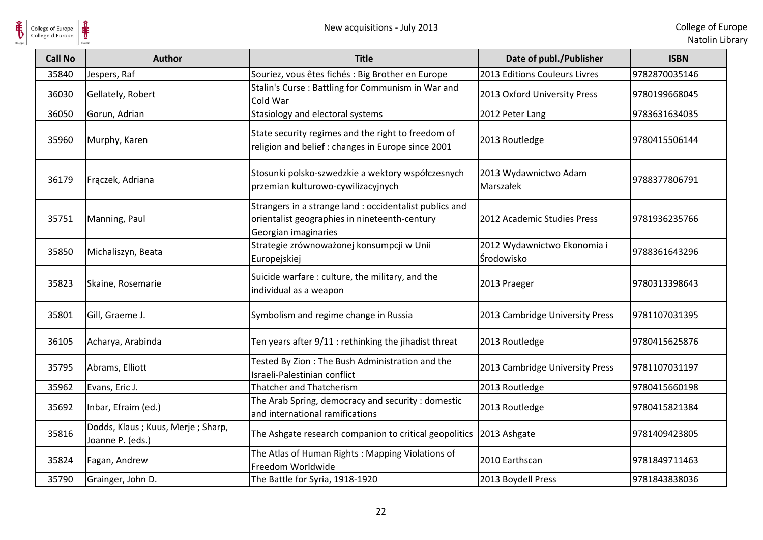| Call No | Author | Title | Date of publ./Publisher | ISBN |
| --- | --- | --- | --- | --- |
| 35840 | Jespers, Raf | Souriez, vous êtes fichés : Big Brother en Europe | 2013 Editions Couleurs Livres | 9782870035146 |
| 36030 | Gellately, Robert | Stalin's Curse : Battling for Communism in War and Cold War | 2013 Oxford University Press | 9780199668045 |
| 36050 | Gorun, Adrian | Stasiology and electoral systems | 2012 Peter Lang | 9783631634035 |
| 35960 | Murphy, Karen | State security regimes and the right to freedom of religion and belief : changes in Europe since 2001 | 2013 Routledge | 9780415506144 |
| 36179 | Frączek, Adriana | Stosunki polsko-szwedzkie a wektory współczesnych przemian kulturowo-cywilizacyjnych | 2013 Wydawnictwo Adam Marszałek | 9788377806791 |
| 35751 | Manning, Paul | Strangers in a strange land : occidentalist publics and orientalist geographies in nineteenth-century Georgian imaginaries | 2012 Academic Studies Press | 9781936235766 |
| 35850 | Michaliszyn, Beata | Strategie zrównoważonej konsumpcji w Unii Europejskiej | 2012 Wydawnictwo Ekonomia i Środowisko | 9788361643296 |
| 35823 | Skaine, Rosemarie | Suicide warfare : culture, the military, and the individual as a weapon | 2013 Praeger | 9780313398643 |
| 35801 | Gill, Graeme J. | Symbolism and regime change in Russia | 2013 Cambridge University Press | 9781107031395 |
| 36105 | Acharya, Arabinda | Ten years after 9/11 : rethinking the jihadist threat | 2013 Routledge | 9780415625876 |
| 35795 | Abrams, Elliott | Tested By Zion : The Bush Administration and the Israeli-Palestinian conflict | 2013 Cambridge University Press | 9781107031197 |
| 35962 | Evans, Eric J. | Thatcher and Thatcherism | 2013 Routledge | 9780415660198 |
| 35692 | Inbar, Efraim (ed.) | The Arab Spring, democracy and security : domestic and international ramifications | 2013 Routledge | 9780415821384 |
| 35816 | Dodds, Klaus ; Kuus, Merje ; Sharp, Joanne P. (eds.) | The Ashgate research companion to critical geopolitics | 2013 Ashgate | 9781409423805 |
| 35824 | Fagan, Andrew | The Atlas of Human Rights : Mapping Violations of Freedom Worldwide | 2010 Earthscan | 9781849711463 |
| 35790 | Grainger, John D. | The Battle for Syria, 1918-1920 | 2013 Boydell Press | 9781843838036 |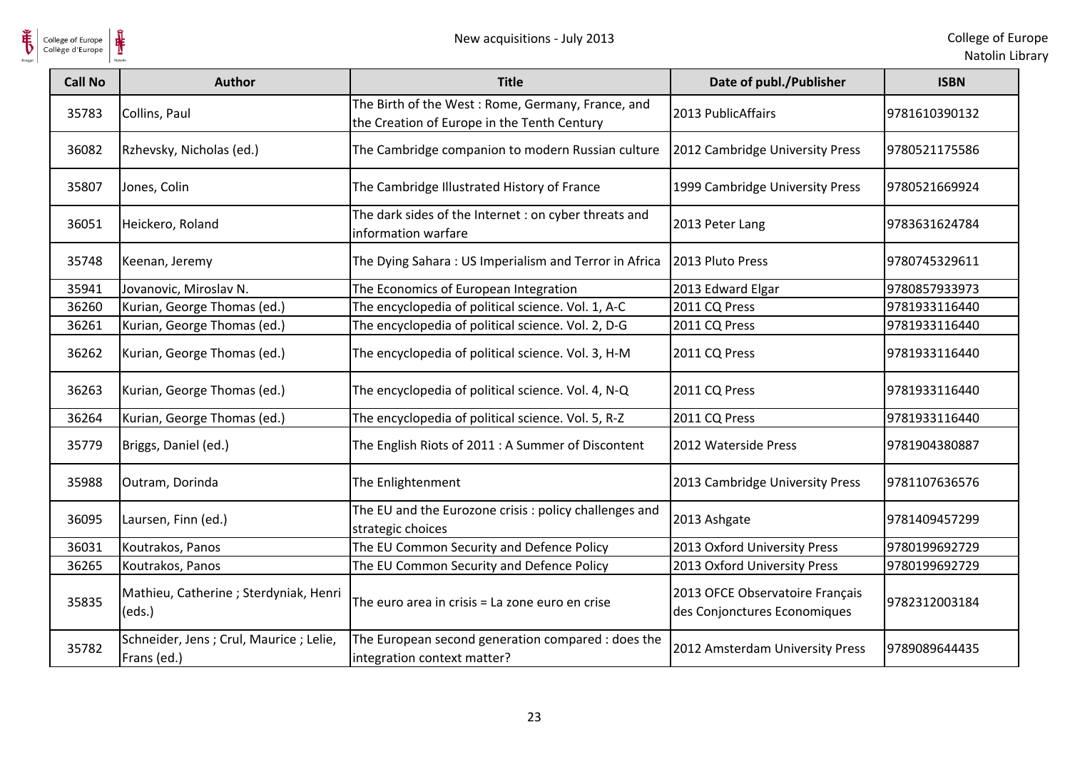| Call No | Author | Title | Date of publ./Publisher | ISBN |
|---|---|---|---|---|
| 35783 | Collins, Paul | The Birth of the West : Rome, Germany, France, and the Creation of Europe in the Tenth Century | 2013 PublicAffairs | 9781610390132 |
| 36082 | Rzhevsky, Nicholas (ed.) | The Cambridge companion to modern Russian culture | 2012 Cambridge University Press | 9780521175586 |
| 35807 | Jones, Colin | The Cambridge Illustrated History of France | 1999 Cambridge University Press | 9780521669924 |
| 36051 | Heickero, Roland | The dark sides of the Internet : on cyber threats and information warfare | 2013 Peter Lang | 9783631624784 |
| 35748 | Keenan, Jeremy | The Dying Sahara : US Imperialism and Terror in Africa | 2013 Pluto Press | 9780745329611 |
| 35941 | Jovanovic, Miroslav N. | The Economics of European Integration | 2013 Edward Elgar | 9780857933973 |
| 36260 | Kurian, George Thomas (ed.) | The encyclopedia of political science. Vol. 1, A-C | 2011 CQ Press | 9781933116440 |
| 36261 | Kurian, George Thomas (ed.) | The encyclopedia of political science. Vol. 2, D-G | 2011 CQ Press | 9781933116440 |
| 36262 | Kurian, George Thomas (ed.) | The encyclopedia of political science. Vol. 3, H-M | 2011 CQ Press | 9781933116440 |
| 36263 | Kurian, George Thomas (ed.) | The encyclopedia of political science. Vol. 4, N-Q | 2011 CQ Press | 9781933116440 |
| 36264 | Kurian, George Thomas (ed.) | The encyclopedia of political science. Vol. 5, R-Z | 2011 CQ Press | 9781933116440 |
| 35779 | Briggs, Daniel (ed.) | The English Riots of 2011 : A Summer of Discontent | 2012 Waterside Press | 9781904380887 |
| 35988 | Outram, Dorinda | The Enlightenment | 2013 Cambridge University Press | 9781107636576 |
| 36095 | Laursen, Finn (ed.) | The EU and the Eurozone crisis : policy challenges and strategic choices | 2013 Ashgate | 9781409457299 |
| 36031 | Koutrakos, Panos | The EU Common Security and Defence Policy | 2013 Oxford University Press | 9780199692729 |
| 36265 | Koutrakos, Panos | The EU Common Security and Defence Policy | 2013 Oxford University Press | 9780199692729 |
| 35835 | Mathieu, Catherine ; Sterdyniak, Henri (eds.) | The euro area in crisis = La zone euro en crise | 2013 OFCE Observatoire Français des Conjonctures Economiques | 9782312003184 |
| 35782 | Schneider, Jens ; Crul, Maurice ; Lelie, Frans (ed.) | The European second generation compared : does the integration context matter? | 2012 Amsterdam University Press | 9789089644435 |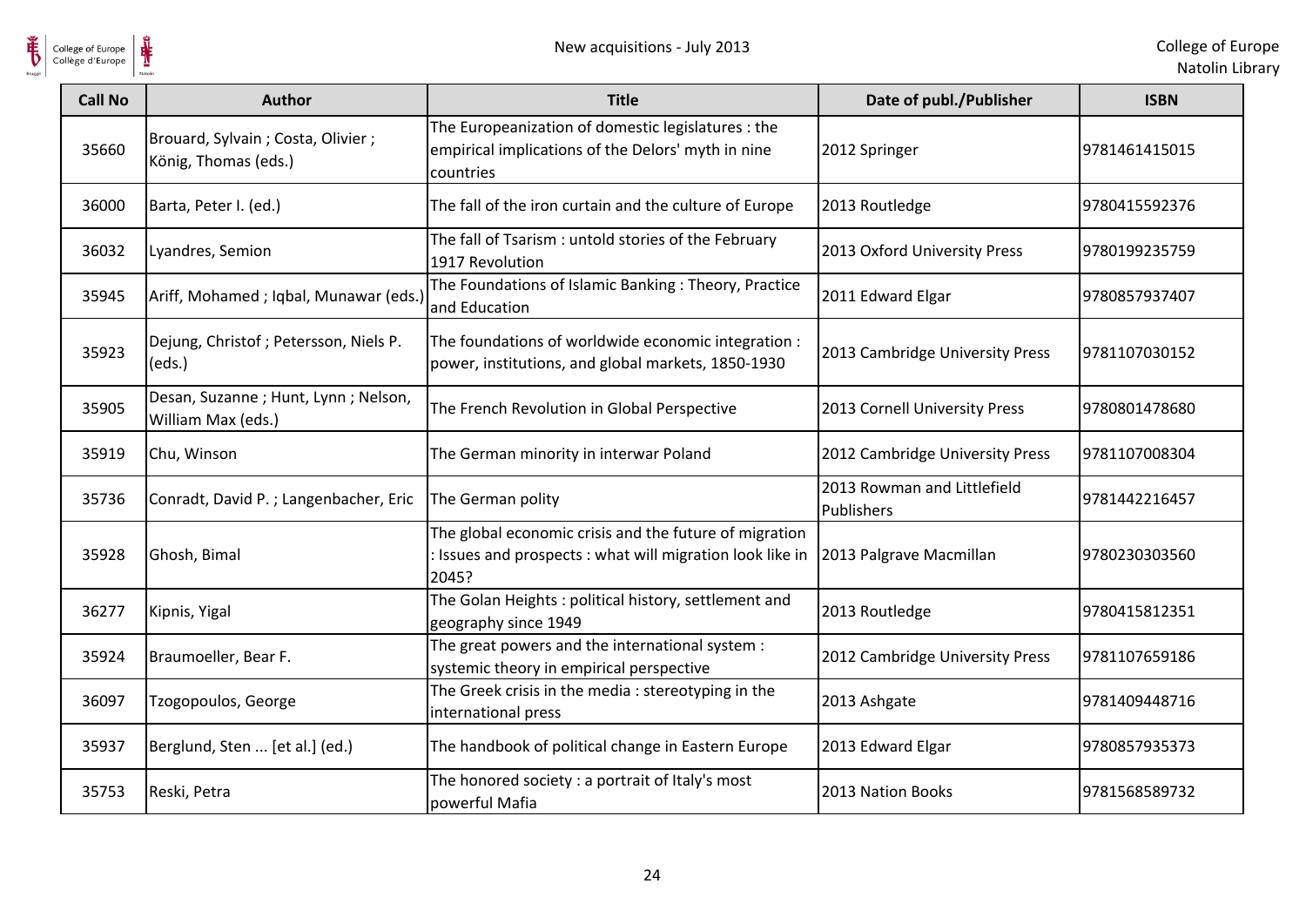| Call No | Author | Title | Date of publ./Publisher | ISBN |
|---|---|---|---|---|
| 35660 | Brouard, Sylvain ; Costa, Olivier ; König, Thomas (eds.) | The Europeanization of domestic legislatures : the empirical implications of the Delors' myth in nine countries | 2012 Springer | 9781461415015 |
| 36000 | Barta, Peter I. (ed.) | The fall of the iron curtain and the culture of Europe | 2013 Routledge | 9780415592376 |
| 36032 | Lyandres, Semion | The fall of Tsarism : untold stories of the February 1917 Revolution | 2013 Oxford University Press | 9780199235759 |
| 35945 | Ariff, Mohamed ; Iqbal, Munawar (eds.) | The Foundations of Islamic Banking : Theory, Practice and Education | 2011 Edward Elgar | 9780857937407 |
| 35923 | Dejung, Christof ; Petersson, Niels P. (eds.) | The foundations of worldwide economic integration : power, institutions, and global markets, 1850-1930 | 2013 Cambridge University Press | 9781107030152 |
| 35905 | Desan, Suzanne ; Hunt, Lynn ; Nelson, William Max (eds.) | The French Revolution in Global Perspective | 2013 Cornell University Press | 9780801478680 |
| 35919 | Chu, Winson | The German minority in interwar Poland | 2012 Cambridge University Press | 9781107008304 |
| 35736 | Conradt, David P. ; Langenbacher, Eric | The German polity | 2013 Rowman and Littlefield Publishers | 9781442216457 |
| 35928 | Ghosh, Bimal | The global economic crisis and the future of migration : Issues and prospects : what will migration look like in 2045? | 2013 Palgrave Macmillan | 9780230303560 |
| 36277 | Kipnis, Yigal | The Golan Heights : political history, settlement and geography since 1949 | 2013 Routledge | 9780415812351 |
| 35924 | Braumoeller, Bear F. | The great powers and the international system : systemic theory in empirical perspective | 2012 Cambridge University Press | 9781107659186 |
| 36097 | Tzogopoulos, George | The Greek crisis in the media : stereotyping in the international press | 2013 Ashgate | 9781409448716 |
| 35937 | Berglund, Sten ... [et al.] (ed.) | The handbook of political change in Eastern Europe | 2013 Edward Elgar | 9780857935373 |
| 35753 | Reski, Petra | The honored society : a portrait of Italy's most powerful Mafia | 2013 Nation Books | 9781568589732 |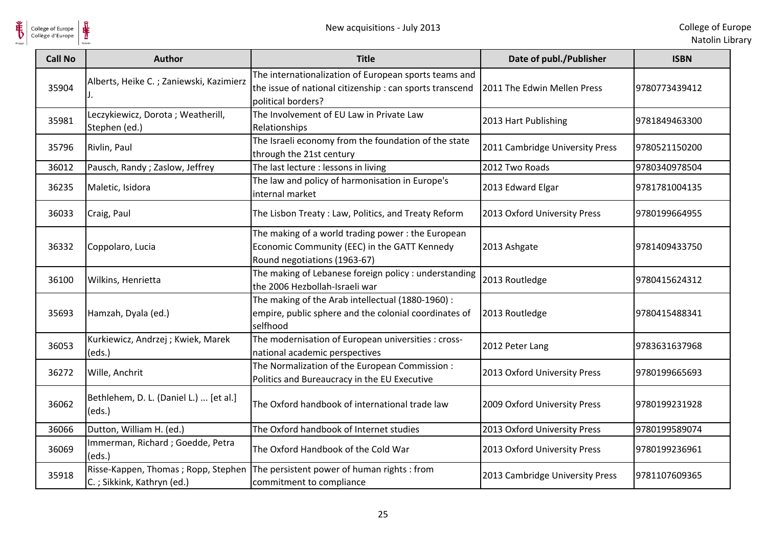| Call No | Author | Title | Date of publ./Publisher | ISBN |
|---|---|---|---|---|
| 35904 | Alberts, Heike C. ; Zaniewski, Kazimierz J. | The internationalization of European sports teams and the issue of national citizenship : can sports transcend political borders? | 2011 The Edwin Mellen Press | 9780773439412 |
| 35981 | Leczykiewicz, Dorota ; Weatherill, Stephen (ed.) | The Involvement of EU Law in Private Law Relationships | 2013 Hart Publishing | 9781849463300 |
| 35796 | Rivlin, Paul | The Israeli economy from the foundation of the state through the 21st century | 2011 Cambridge University Press | 9780521150200 |
| 36012 | Pausch, Randy ; Zaslow, Jeffrey | The last lecture : lessons in living | 2012 Two Roads | 9780340978504 |
| 36235 | Maletic, Isidora | The law and policy of harmonisation in Europe's internal market | 2013 Edward Elgar | 9781781004135 |
| 36033 | Craig, Paul | The Lisbon Treaty : Law, Politics, and Treaty Reform | 2013 Oxford University Press | 9780199664955 |
| 36332 | Coppolaro, Lucia | The making of a world trading power : the European Economic Community (EEC) in the GATT Kennedy Round negotiations (1963-67) | 2013 Ashgate | 9781409433750 |
| 36100 | Wilkins, Henrietta | The making of Lebanese foreign policy : understanding the 2006 Hezbollah-Israeli war | 2013 Routledge | 9780415624312 |
| 35693 | Hamzah, Dyala (ed.) | The making of the Arab intellectual (1880-1960) : empire, public sphere and the colonial coordinates of selfhood | 2013 Routledge | 9780415488341 |
| 36053 | Kurkiewicz, Andrzej ; Kwiek, Marek (eds.) | The modernisation of European universities : cross-national academic perspectives | 2012 Peter Lang | 9783631637968 |
| 36272 | Wille, Anchrit | The Normalization of the European Commission : Politics and Bureaucracy in the EU Executive | 2013 Oxford University Press | 9780199665693 |
| 36062 | Bethlehem, D. L. (Daniel L.) ... [et al.] (eds.) | The Oxford handbook of international trade law | 2009 Oxford University Press | 9780199231928 |
| 36066 | Dutton, William H. (ed.) | The Oxford handbook of Internet studies | 2013 Oxford University Press | 9780199589074 |
| 36069 | Immerman, Richard ; Goedde, Petra (eds.) | The Oxford Handbook of the Cold War | 2013 Oxford University Press | 9780199236961 |
| 35918 | Risse-Kappen, Thomas ; Ropp, Stephen C. ; Sikkink, Kathryn (ed.) | The persistent power of human rights : from commitment to compliance | 2013 Cambridge University Press | 9781107609365 |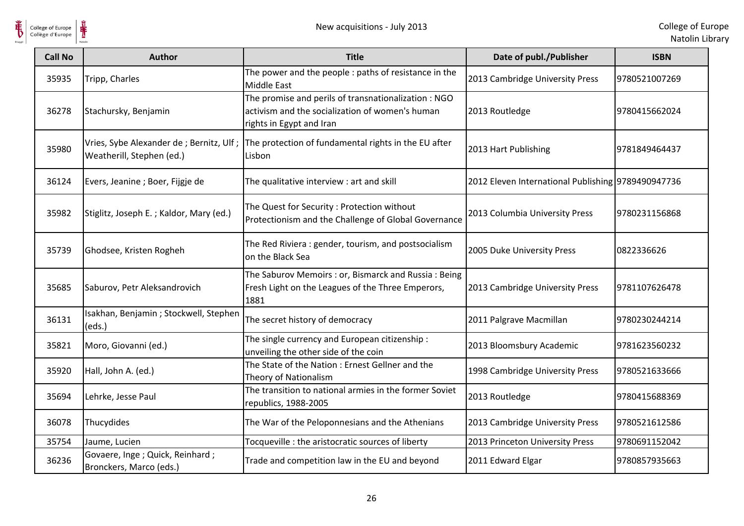| Call No | Author | Title | Date of publ./Publisher | ISBN |
|---|---|---|---|---|
| 35935 | Tripp, Charles | The power and the people : paths of resistance in the Middle East | 2013 Cambridge University Press | 9780521007269 |
| 36278 | Stachursky, Benjamin | The promise and perils of transnationalization : NGO activism and the socialization of women's human rights in Egypt and Iran | 2013 Routledge | 9780415662024 |
| 35980 | Vries, Sybe Alexander de ; Bernitz, Ulf ; Weatherill, Stephen (ed.) | The protection of fundamental rights in the EU after Lisbon | 2013 Hart Publishing | 9781849464437 |
| 36124 | Evers, Jeanine ; Boer, Fijgje de | The qualitative interview : art and skill | 2012 Eleven International Publishing | 9789490947736 |
| 35982 | Stiglitz, Joseph E. ; Kaldor, Mary (ed.) | The Quest for Security : Protection without Protectionism and the Challenge of Global Governance | 2013 Columbia University Press | 9780231156868 |
| 35739 | Ghodsee, Kristen Rogheh | The Red Riviera : gender, tourism, and postsocialism on the Black Sea | 2005 Duke University Press | 0822336626 |
| 35685 | Saburov, Petr Aleksandrovich | The Saburov Memoirs : or, Bismarck and Russia : Being Fresh Light on the Leagues of the Three Emperors, 1881 | 2013 Cambridge University Press | 9781107626478 |
| 36131 | Isakhan, Benjamin ; Stockwell, Stephen (eds.) | The secret history of democracy | 2011 Palgrave Macmillan | 9780230244214 |
| 35821 | Moro, Giovanni (ed.) | The single currency and European citizenship : unveiling the other side of the coin | 2013 Bloomsbury Academic | 9781623560232 |
| 35920 | Hall, John A. (ed.) | The State of the Nation : Ernest Gellner and the Theory of Nationalism | 1998 Cambridge University Press | 9780521633666 |
| 35694 | Lehrke, Jesse Paul | The transition to national armies in the former Soviet republics, 1988-2005 | 2013 Routledge | 9780415688369 |
| 36078 | Thucydides | The War of the Peloponnesians and the Athenians | 2013 Cambridge University Press | 9780521612586 |
| 35754 | Jaume, Lucien | Tocqueville : the aristocratic sources of liberty | 2013 Princeton University Press | 9780691152042 |
| 36236 | Govaere, Inge ; Quick, Reinhard ; Bronckers, Marco (eds.) | Trade and competition law in the EU and beyond | 2011 Edward Elgar | 9780857935663 |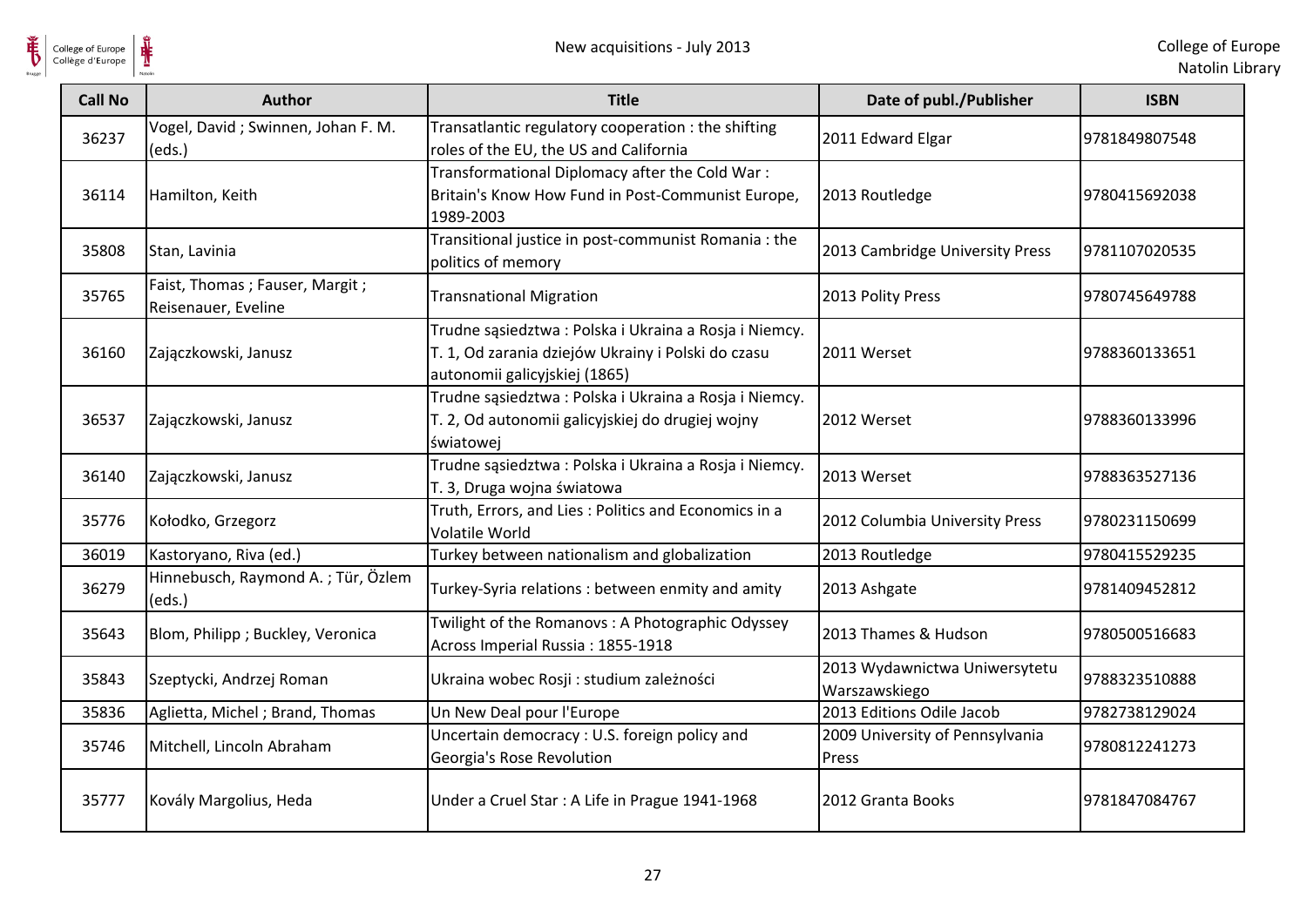| Call No | Author | Title | Date of publ./Publisher | ISBN |
|---|---|---|---|---|
| 36237 | Vogel, David ; Swinnen, Johan F. M. (eds.) | Transatlantic regulatory cooperation : the shifting roles of the EU, the US and California | 2011 Edward Elgar | 9781849807548 |
| 36114 | Hamilton, Keith | Transformational Diplomacy after the Cold War : Britain's Know How Fund in Post-Communist Europe, 1989-2003 | 2013 Routledge | 9780415692038 |
| 35808 | Stan, Lavinia | Transitional justice in post-communist Romania : the politics of memory | 2013 Cambridge University Press | 9781107020535 |
| 35765 | Faist, Thomas ; Fauser, Margit ; Reisenauer, Eveline | Transnational Migration | 2013 Polity Press | 9780745649788 |
| 36160 | Zajączkowski, Janusz | Trudne sąsiedztwa : Polska i Ukraina a Rosja i Niemcy. T. 1, Od zarania dziejów Ukrainy i Polski do czasu autonomii galicyjskiej (1865) | 2011 Werset | 9788360133651 |
| 36537 | Zajączkowski, Janusz | Trudne sąsiedztwa : Polska i Ukraina a Rosja i Niemcy. T. 2, Od autonomii galicyjskiej do drugiej wojny światowej | 2012 Werset | 9788360133996 |
| 36140 | Zajączkowski, Janusz | Trudne sąsiedztwa : Polska i Ukraina a Rosja i Niemcy. T. 3, Druga wojna światowa | 2013 Werset | 9788363527136 |
| 35776 | Kołodko, Grzegorz | Truth, Errors, and Lies : Politics and Economics in a Volatile World | 2012 Columbia University Press | 9780231150699 |
| 36019 | Kastoryano, Riva (ed.) | Turkey between nationalism and globalization | 2013 Routledge | 9780415529235 |
| 36279 | Hinnebusch, Raymond A. ; Tür, Özlem (eds.) | Turkey-Syria relations : between enmity and amity | 2013 Ashgate | 9781409452812 |
| 35643 | Blom, Philipp ; Buckley, Veronica | Twilight of the Romanovs : A Photographic Odyssey Across Imperial Russia : 1855-1918 | 2013 Thames & Hudson | 9780500516683 |
| 35843 | Szeptycki, Andrzej Roman | Ukraina wobec Rosji : studium zależności | 2013 Wydawnictwa Uniwersytetu Warszawskiego | 9788323510888 |
| 35836 | Aglietta, Michel ; Brand, Thomas | Un New Deal pour l'Europe | 2013 Editions Odile Jacob | 9782738129024 |
| 35746 | Mitchell, Lincoln Abraham | Uncertain democracy : U.S. foreign policy and Georgia's Rose Revolution | 2009 University of Pennsylvania Press | 9780812241273 |
| 35777 | Kovály Margolius, Heda | Under a Cruel Star : A Life in Prague 1941-1968 | 2012 Granta Books | 9781847084767 |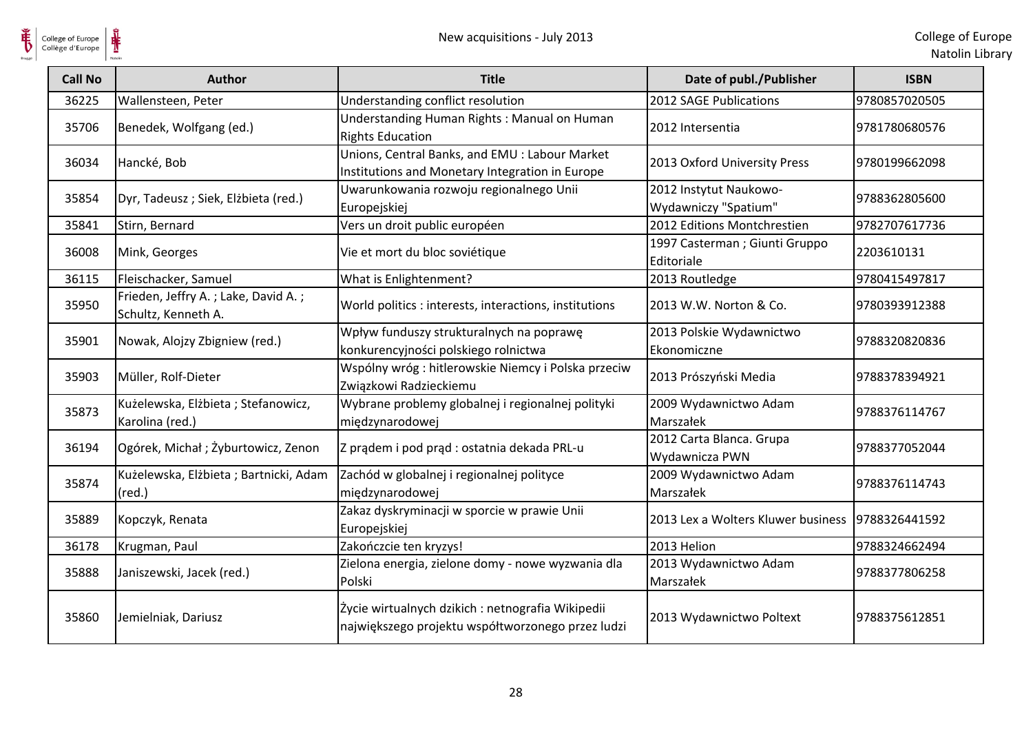| Call No | Author | Title | Date of publ./Publisher | ISBN |
|---|---|---|---|---|
| 36225 | Wallensteen, Peter | Understanding conflict resolution | 2012 SAGE Publications | 9780857020505 |
| 35706 | Benedek, Wolfgang (ed.) | Understanding Human Rights : Manual on Human Rights Education | 2012 Intersentia | 9781780680576 |
| 36034 | Hancké, Bob | Unions, Central Banks, and EMU : Labour Market Institutions and Monetary Integration in Europe | 2013 Oxford University Press | 9780199662098 |
| 35854 | Dyr, Tadeusz ; Siek, Elżbieta (red.) | Uwarunkowania rozwoju regionalnego Unii Europejskiej | 2012 Instytut Naukowo-Wydawniczy "Spatium" | 9788362805600 |
| 35841 | Stirn, Bernard | Vers un droit public européen | 2012 Editions Montchrestien | 9782707617736 |
| 36008 | Mink, Georges | Vie et mort du bloc soviétique | 1997 Casterman ; Giunti Gruppo Editoriale | 2203610131 |
| 36115 | Fleischacker, Samuel | What is Enlightenment? | 2013 Routledge | 9780415497817 |
| 35950 | Frieden, Jeffry A. ; Lake, David A. ; Schultz, Kenneth A. | World politics : interests, interactions, institutions | 2013 W.W. Norton & Co. | 9780393912388 |
| 35901 | Nowak, Alojzy Zbigniew (red.) | Wpływ funduszy strukturalnych na poprawę konkurencyjności polskiego rolnictwa | 2013 Polskie Wydawnictwo Ekonomiczne | 9788320820836 |
| 35903 | Müller, Rolf-Dieter | Wspólny wróg : hitlerowskie Niemcy i Polska przeciw Związkowi Radzieckiemu | 2013 Prószyński Media | 9788378394921 |
| 35873 | Kużelewska, Elżbieta ; Stefanowicz, Karolina (red.) | Wybrane problemy globalnej i regionalnej polityki międzynarodowej | 2009 Wydawnictwo Adam Marszałek | 9788376114767 |
| 36194 | Ogórek, Michał ; Żyburtowicz, Zenon | Z prądem i pod prąd : ostatnia dekada PRL-u | 2012 Carta Blanca. Grupa Wydawnicza PWN | 9788377052044 |
| 35874 | Kużelewska, Elżbieta ; Bartnicki, Adam (red.) | Zachód w globalnej i regionalnej polityce międzynarodowej | 2009 Wydawnictwo Adam Marszałek | 9788376114743 |
| 35889 | Kopczyk, Renata | Zakaz dyskryminacji w sporcie w prawie Unii Europejskiej | 2013 Lex a Wolters Kluwer business | 9788326441592 |
| 36178 | Krugman, Paul | Zakończcie ten kryzys! | 2013 Helion | 9788324662494 |
| 35888 | Janiszewski, Jacek (red.) | Zielona energia, zielone domy - nowe wyzwania dla Polski | 2013 Wydawnictwo Adam Marszałek | 9788377806258 |
| 35860 | Jemielniak, Dariusz | Życie wirtualnych dzikich : netnografia Wikipedii największego projektu współtworzonego przez ludzi | 2013 Wydawnictwo Poltext | 9788375612851 |